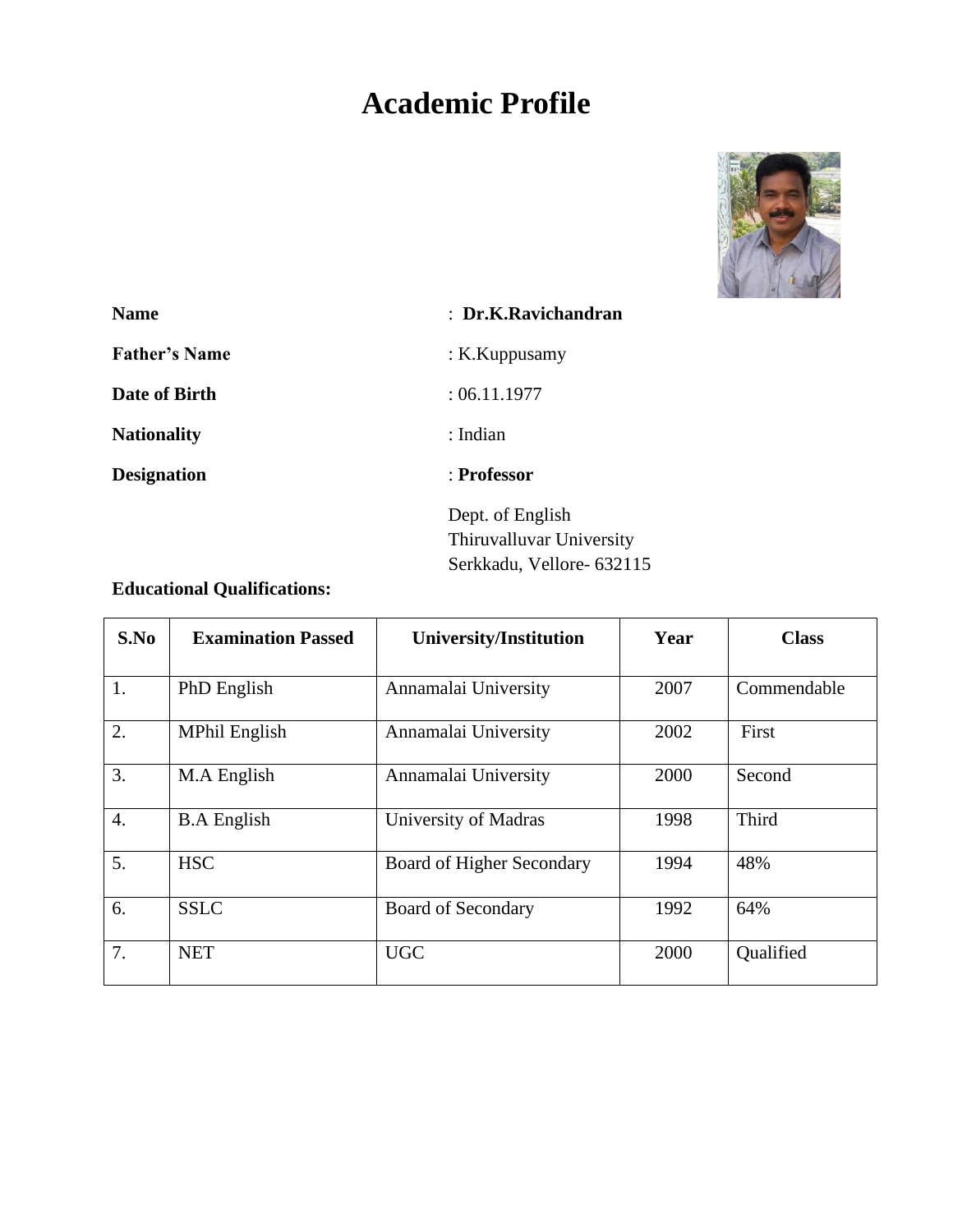# Academic Profile

**Name** : **Dr.K.Ravichandran**

**Father's Name** : K.Kuppusamy

**Date of Birth** : 06.11.1977

**Nationality** : Indian

**Designation** : **Professor**

Dept. of English
Thiruvalluvar University
Serkkadu, Vellore- 632115

**Educational Qualifications:**

| S.No | Examination Passed | University/Institution | Year | Class |
|---|---|---|---|---|
| 1. | PhD English | Annamalai University | 2007 | Commendable |
| 2. | MPhil English | Annamalai University | 2002 | First |
| 3. | M.A English | Annamalai University | 2000 | Second |
| 4. | B.A English | University of Madras | 1998 | Third |
| 5. | HSC | Board of Higher Secondary | 1994 | 48% |
| 6. | SSLC | Board of Secondary | 1992 | 64% |
| 7. | NET | UGC | 2000 | Qualified |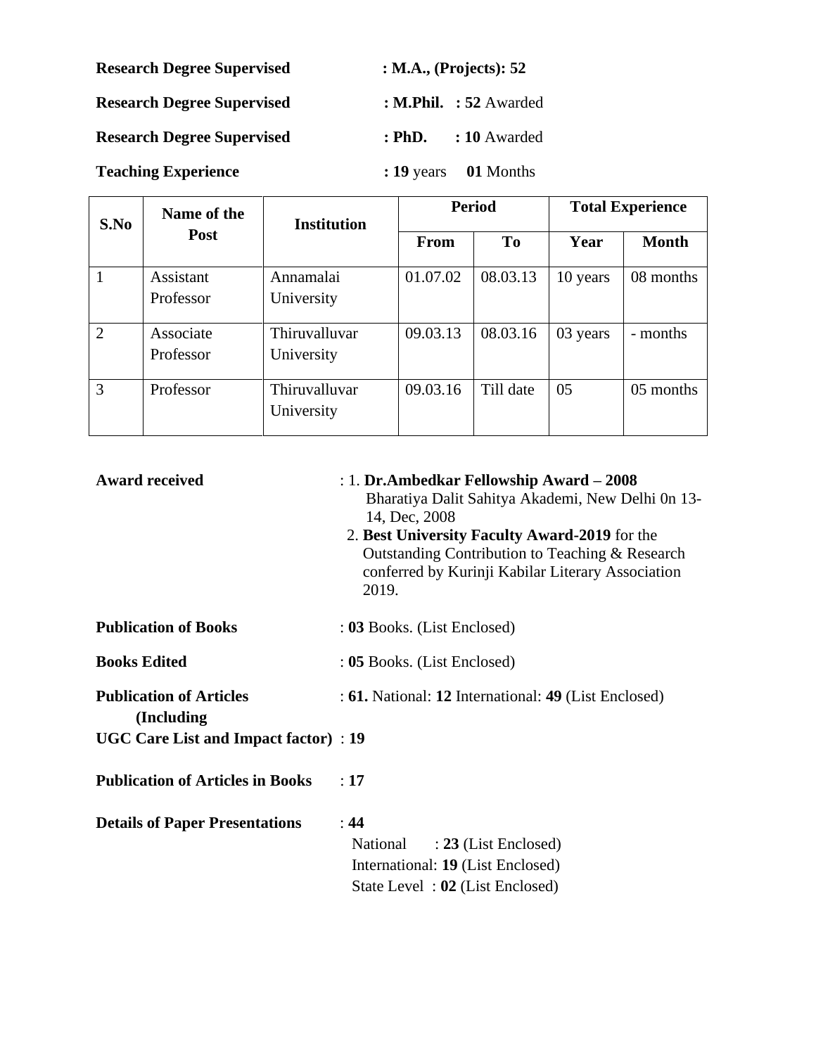**Research Degree Supervised** : **M.A., (Projects): 52**

**Research Degree Supervised** : **M.Phil.** : **52** Awarded

**Research Degree Supervised** : **PhD.** : **10** Awarded

**Teaching Experience** : **19** years **01** Months

| S.No | Name of the Post | Institution | Period | | Total Experience | |
|---|---|---|---|---|---|---|
| | | | From | To | Year | Month |
| 1 | Assistant Professor | Annamalai University | 01.07.02 | 08.03.13 | 10 years | 08 months |
| 2 | Associate Professor | Thiruvalluvar University | 09.03.13 | 08.03.16 | 03 years | - months |
| 3 | Professor | Thiruvalluvar University | 09.03.16 | Till date | 05 | 05 months |

**Award received** : 1. **Dr.Ambedkar Fellowship Award – 2008** Bharatiya Dalit Sahitya Akademi, New Delhi 0n 13-14, Dec, 2008
2. **Best University Faculty Award-2019** for the Outstanding Contribution to Teaching & Research conferred by Kurinji Kabilar Literary Association 2019.

**Publication of Books** : **03** Books. (List Enclosed)

**Books Edited** : **05** Books. (List Enclosed)

**Publication of Articles (Including** : **61.** National: **12** International: **49** (List Enclosed)

**UGC Care List and Impact factor)** : **19**

**Publication of Articles in Books** : **17**

**Details of Paper Presentations** : **44**
National : **23** (List Enclosed)
International: **19** (List Enclosed)
State Level : **02** (List Enclosed)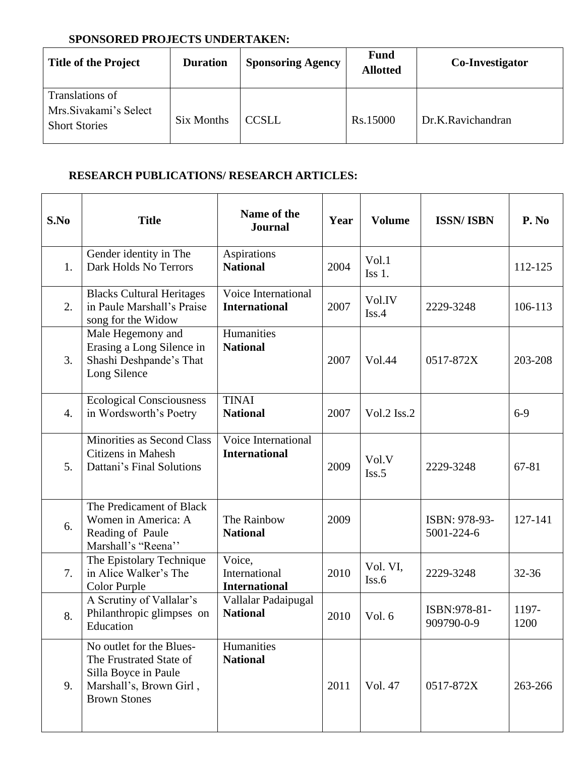**SPONSORED PROJECTS UNDERTAKEN:**

| Title of the Project | Duration | Sponsoring Agency | Fund Allotted | Co-Investigator |
|---|---|---|---|---|
| Translations of Mrs.Sivakami's Select Short Stories | Six Months | CCSLL | Rs.15000 | Dr.K.Ravichandran |

**RESEARCH PUBLICATIONS/ RESEARCH ARTICLES:**

| S.No | Title | Name of the Journal | Year | Volume | ISSN/ ISBN | P. No |
|---|---|---|---|---|---|---|
| 1. | Gender identity in The Dark Holds No Terrors | Aspirations **National** | 2004 | Vol.1 Iss 1. | | 112-125 |
| 2. | Blacks Cultural Heritages in Paule Marshall's Praise song for the Widow | Voice International **International** | 2007 | Vol.IV Iss.4 | 2229-3248 | 106-113 |
| 3. | Male Hegemony and Erasing a Long Silence in Shashi Deshpande's That Long Silence | Humanities **National** | 2007 | Vol.44 | 0517-872X | 203-208 |
| 4. | Ecological Consciousness in Wordsworth's Poetry | TINAI **National** | 2007 | Vol.2 Iss.2 | | 6-9 |
| 5. | Minorities as Second Class Citizens in Mahesh Dattani's Final Solutions | Voice International **International** | 2009 | Vol.V Iss.5 | 2229-3248 | 67-81 |
| 6. | The Predicament of Black Women in America: A Reading of Paule Marshall's "Reena'' | The Rainbow **National** | 2009 | | ISBN: 978-93-5001-224-6 | 127-141 |
| 7. | The Epistolary Technique in Alice Walker's The Color Purple | Voice, International **International** | 2010 | Vol. VI, Iss.6 | 2229-3248 | 32-36 |
| 8. | A Scrutiny of Vallalar's Philanthropic glimpses on Education | Vallalar Padaipugal **National** | 2010 | Vol. 6 | ISBN:978-81-909790-0-9 | 1197-1200 |
| 9. | No outlet for the Blues- The Frustrated State of Silla Boyce in Paule Marshall's, Brown Girl , Brown Stones | Humanities **National** | 2011 | Vol. 47 | 0517-872X | 263-266 |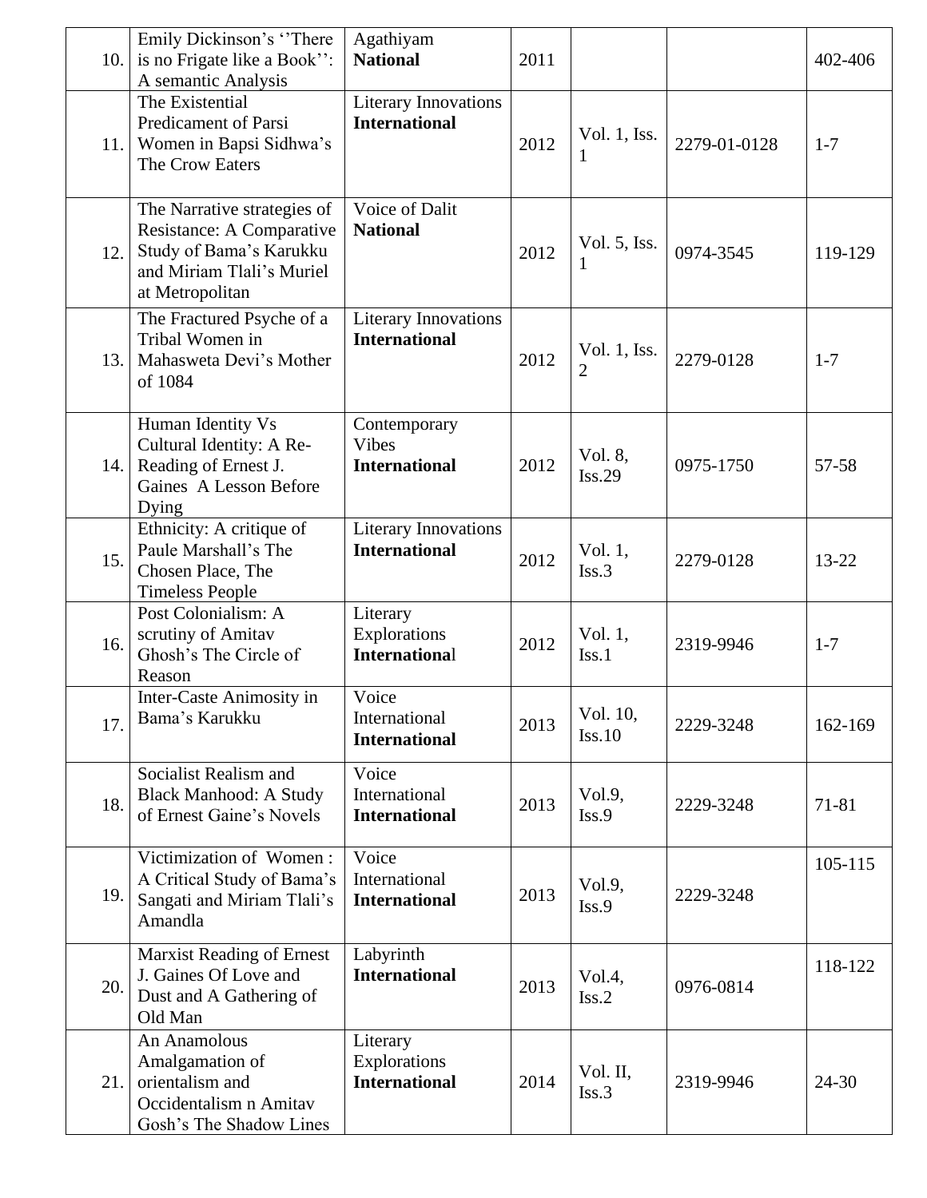| 10. | Emily Dickinson's ''There is no Frigate like a Book'': A semantic Analysis | Agathiyam **National** | 2011 | | | 402-406 |
|---|---|---|---|---|---|---|
| 11. | The Existential Predicament of Parsi Women in Bapsi Sidhwa's The Crow Eaters | Literary Innovations **International** | 2012 | Vol. 1, Iss. 1 | 2279-01-0128 | 1-7 |
| 12. | The Narrative strategies of Resistance: A Comparative Study of Bama's Karukku and Miriam Tlali's Muriel at Metropolitan | Voice of Dalit **National** | 2012 | Vol. 5, Iss. 1 | 0974-3545 | 119-129 |
| 13. | The Fractured Psyche of a Tribal Women in Mahasweta Devi's Mother of 1084 | Literary Innovations **International** | 2012 | Vol. 1, Iss. 2 | 2279-0128 | 1-7 |
| 14. | Human Identity Vs Cultural Identity: A Re-Reading of Ernest J. Gaines A Lesson Before Dying | Contemporary Vibes **International** | 2012 | Vol. 8, Iss.29 | 0975-1750 | 57-58 |
| 15. | Ethnicity: A critique of Paule Marshall's The Chosen Place, The Timeless People | Literary Innovations **International** | 2012 | Vol. 1, Iss.3 | 2279-0128 | 13-22 |
| 16. | Post Colonialism: A scrutiny of Amitav Ghosh's The Circle of Reason | Literary Explorations **International** | 2012 | Vol. 1, Iss.1 | 2319-9946 | 1-7 |
| 17. | Inter-Caste Animosity in Bama's Karukku | Voice International **International** | 2013 | Vol. 10, Iss.10 | 2229-3248 | 162-169 |
| 18. | Socialist Realism and Black Manhood: A Study of Ernest Gaine's Novels | Voice International **International** | 2013 | Vol.9, Iss.9 | 2229-3248 | 71-81 |
| 19. | Victimization of Women : A Critical Study of Bama's Sangati and Miriam Tlali's Amandla | Voice International **International** | 2013 | Vol.9, Iss.9 | 2229-3248 | 105-115 |
| 20. | Marxist Reading of Ernest J. Gaines Of Love and Dust and A Gathering of Old Man | Labyrinth **International** | 2013 | Vol.4, Iss.2 | 0976-0814 | 118-122 |
| 21. | An Anamolous Amalgamation of orientalism and Occidentalism n Amitav Gosh's The Shadow Lines | Literary Explorations **International** | 2014 | Vol. II, Iss.3 | 2319-9946 | 24-30 |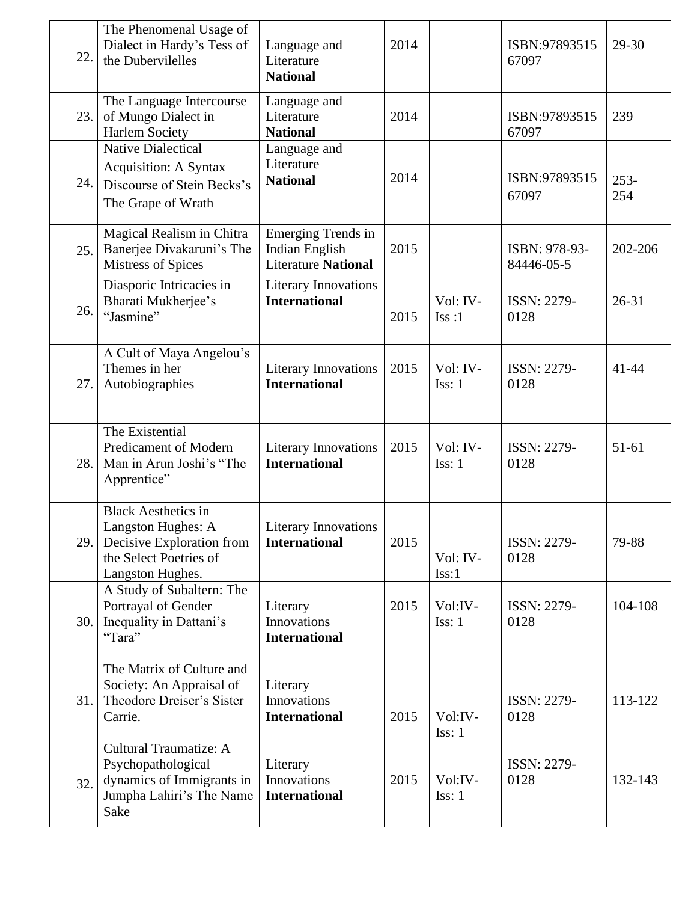| 22. | The Phenomenal Usage of Dialect in Hardy's Tess of the Dubervilelles | Language and Literature **National** | 2014 | | ISBN:9789351567097 | 29-30 |
|---|---|---|---|---|---|---|
| 23. | The Language Intercourse of Mungo Dialect in Harlem Society | Language and Literature **National** | 2014 | | ISBN:9789351567097 | 239 |
| 24. | Native Dialectical Acquisition: A Syntax Discourse of Stein Becks's The Grape of Wrath | Language and Literature **National** | 2014 | | ISBN:9789351567097 | 253-254 |
| 25. | Magical Realism in Chitra Banerjee Divakaruni's The Mistress of Spices | Emerging Trends in Indian English Literature **National** | 2015 | | ISBN: 978-93-84446-05-5 | 202-206 |
| 26. | Diasporic Intricacies in Bharati Mukherjee's "Jasmine" | Literary Innovations **International** | 2015 | Vol: IV-Iss :1 | ISSN: 2279-0128 | 26-31 |
| 27. | A Cult of Maya Angelou's Themes in her Autobiographies | Literary Innovations **International** | 2015 | Vol: IV-Iss: 1 | ISSN: 2279-0128 | 41-44 |
| 28. | The Existential Predicament of Modern Man in Arun Joshi's "The Apprentice" | Literary Innovations **International** | 2015 | Vol: IV-Iss: 1 | ISSN: 2279-0128 | 51-61 |
| 29. | Black Aesthetics in Langston Hughes: A Decisive Exploration from the Select Poetries of Langston Hughes. | Literary Innovations **International** | 2015 | Vol: IV-Iss:1 | ISSN: 2279-0128 | 79-88 |
| 30. | A Study of Subaltern: The Portrayal of Gender Inequality in Dattani's "Tara" | Literary Innovations **International** | 2015 | Vol:IV-Iss: 1 | ISSN: 2279-0128 | 104-108 |
| 31. | The Matrix of Culture and Society: An Appraisal of Theodore Dreiser's Sister Carrie. | Literary Innovations **International** | 2015 | Vol:IV-Iss: 1 | ISSN: 2279-0128 | 113-122 |
| 32. | Cultural Traumatize: A Psychopathological dynamics of Immigrants in Jumpha Lahiri's The Name Sake | Literary Innovations **International** | 2015 | Vol:IV-Iss: 1 | ISSN: 2279-0128 | 132-143 |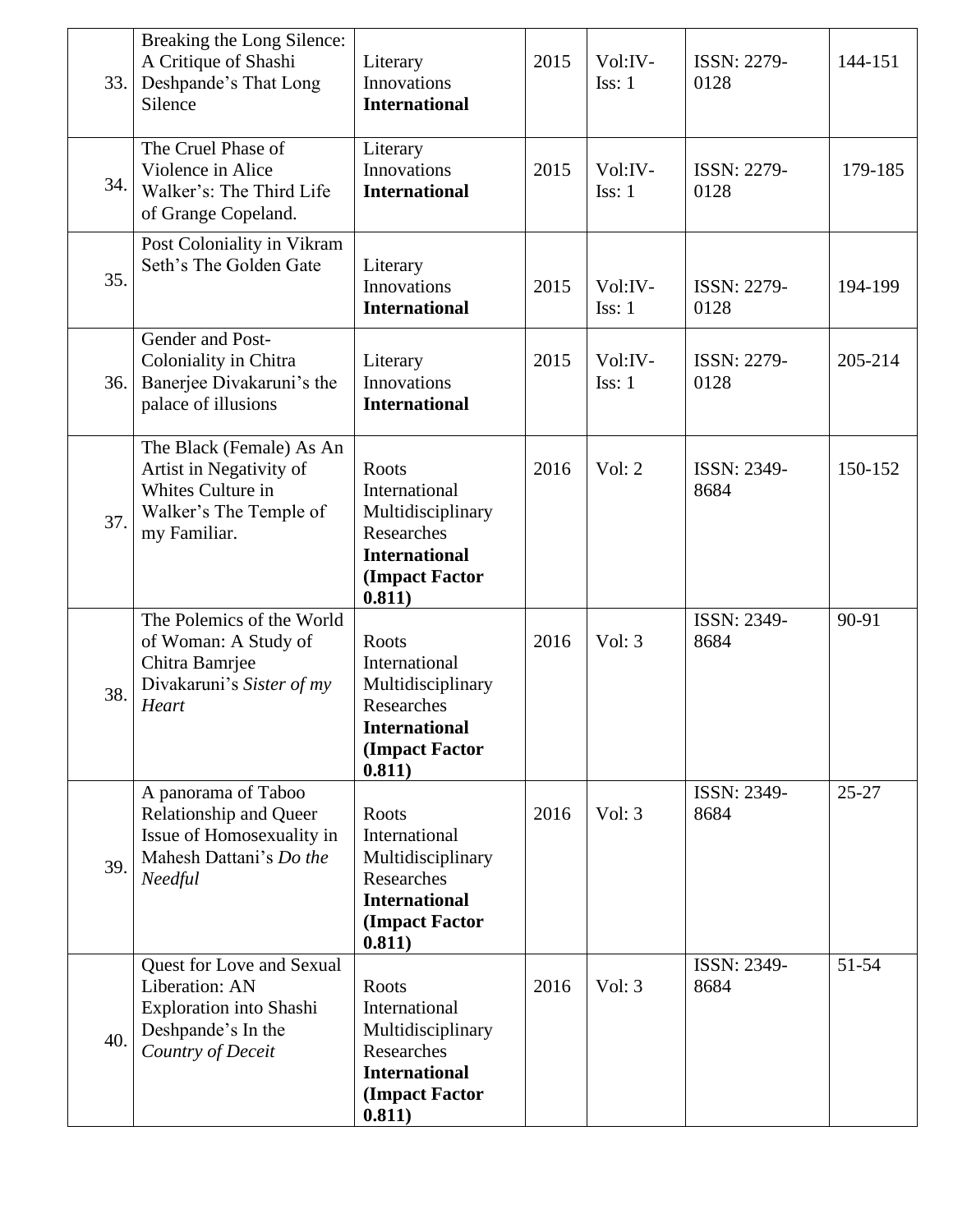| 33. | Breaking the Long Silence: A Critique of Shashi Deshpande's That Long Silence | Literary Innovations **International** | 2015 | Vol:IV- Iss: 1 | ISSN: 2279-0128 | 144-151 |
|---|---|---|---|---|---|---|
| 34. | The Cruel Phase of Violence in Alice Walker's: The Third Life of Grange Copeland. | Literary Innovations **International** | 2015 | Vol:IV- Iss: 1 | ISSN: 2279-0128 | 179-185 |
| 35. | Post Coloniality in Vikram Seth's The Golden Gate | Literary Innovations **International** | 2015 | Vol:IV- Iss: 1 | ISSN: 2279-0128 | 194-199 |
| 36. | Gender and Post-Coloniality in Chitra Banerjee Divakaruni's the palace of illusions | Literary Innovations **International** | 2015 | Vol:IV- Iss: 1 | ISSN: 2279-0128 | 205-214 |
| 37. | The Black (Female) As An Artist in Negativity of Whites Culture in Walker's The Temple of my Familiar. | Roots International Multidisciplinary Researches **International (Impact Factor 0.811)** | 2016 | Vol: 2 | ISSN: 2349-8684 | 150-152 |
| 38. | The Polemics of the World of Woman: A Study of Chitra Bamrjee Divakaruni's *Sister of my Heart* | Roots International Multidisciplinary Researches **International (Impact Factor 0.811)** | 2016 | Vol: 3 | ISSN: 2349-8684 | 90-91 |
| 39. | A panorama of Taboo Relationship and Queer Issue of Homosexuality in Mahesh Dattani's *Do the Needful* | Roots International Multidisciplinary Researches **International (Impact Factor 0.811)** | 2016 | Vol: 3 | ISSN: 2349-8684 | 25-27 |
| 40. | Quest for Love and Sexual Liberation: AN Exploration into Shashi Deshpande's In the *Country of Deceit* | Roots International Multidisciplinary Researches **International (Impact Factor 0.811)** | 2016 | Vol: 3 | ISSN: 2349-8684 | 51-54 |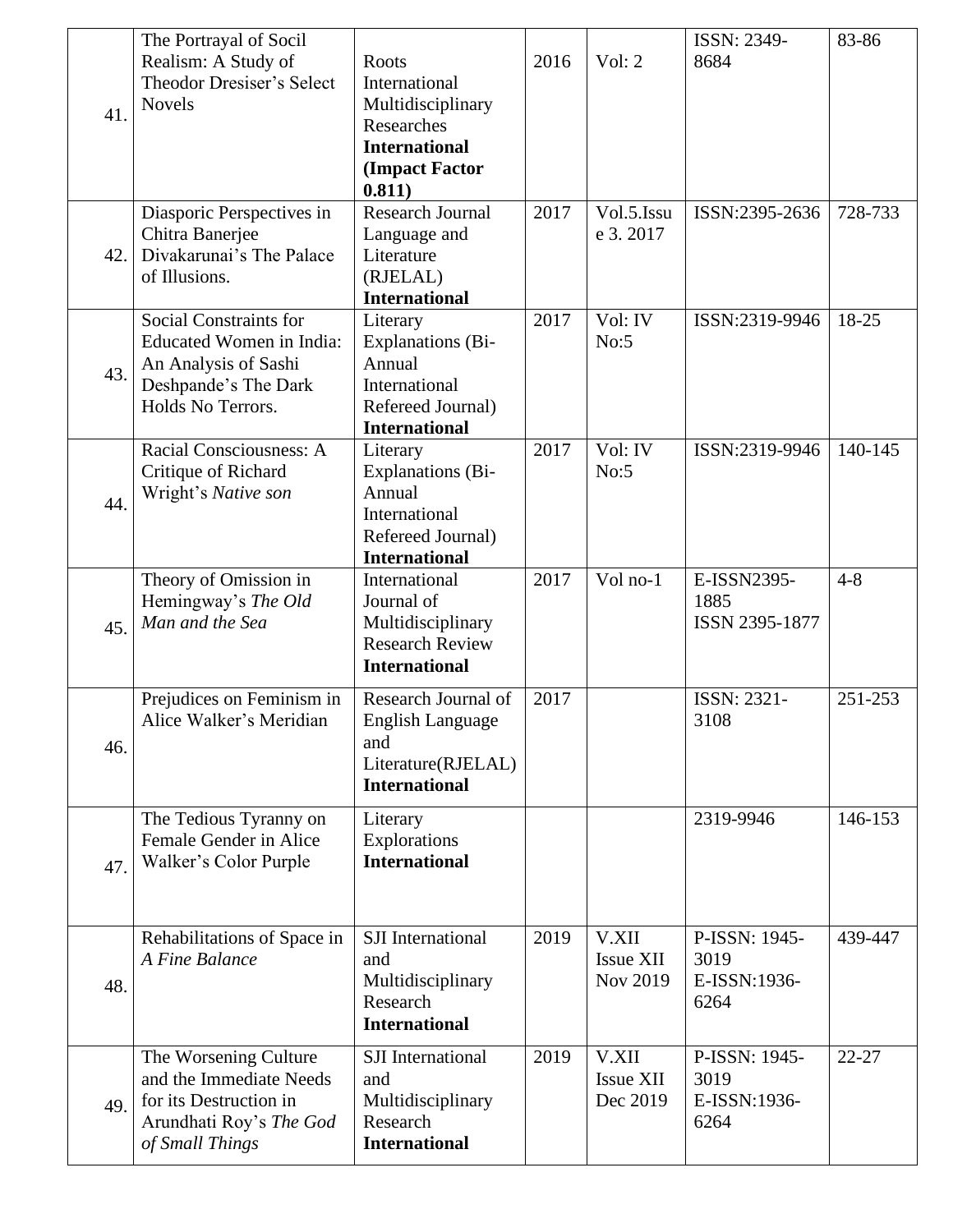| 41. | The Portrayal of Socil Realism: A Study of Theodor Dresiser's Select Novels | Roots International Multidisciplinary Researches **International (Impact Factor 0.811)** | 2016 | Vol: 2 | ISSN: 2349-8684 | 83-86 |
|---|---|---|---|---|---|---|
| 42. | Diasporic Perspectives in Chitra Banerjee Divakarunai's The Palace of Illusions. | Research Journal Language and Literature (RJELAL) **International** | 2017 | Vol.5.Issue 3. 2017 | ISSN:2395-2636 | 728-733 |
| 43. | Social Constraints for Educated Women in India: An Analysis of Sashi Deshpande's The Dark Holds No Terrors. | Literary Explanations (Bi-Annual International Refereed Journal) **International** | 2017 | Vol: IV No:5 | ISSN:2319-9946 | 18-25 |
| 44. | Racial Consciousness: A Critique of Richard Wright's *Native son* | Literary Explanations (Bi-Annual International Refereed Journal) **International** | 2017 | Vol: IV No:5 | ISSN:2319-9946 | 140-145 |
| 45. | Theory of Omission in Hemingway's *The Old Man and the Sea* | International Journal of Multidisciplinary Research Review **International** | 2017 | Vol no-1 | E-ISSN2395-1885 ISSN 2395-1877 | 4-8 |
| 46. | Prejudices on Feminism in Alice Walker's Meridian | Research Journal of English Language and Literature(RJELAL) **International** | 2017 | | ISSN: 2321-3108 | 251-253 |
| 47. | The Tedious Tyranny on Female Gender in Alice Walker's Color Purple | Literary Explorations **International** | | | 2319-9946 | 146-153 |
| 48. | Rehabilitations of Space in *A Fine Balance* | SJI International and Multidisciplinary Research **International** | 2019 | V.XII Issue XII Nov 2019 | P-ISSN: 1945-3019 E-ISSN:1936-6264 | 439-447 |
| 49. | The Worsening Culture and the Immediate Needs for its Destruction in Arundhati Roy's *The God of Small Things* | SJI International and Multidisciplinary Research **International** | 2019 | V.XII Issue XII Dec 2019 | P-ISSN: 1945-3019 E-ISSN:1936-6264 | 22-27 |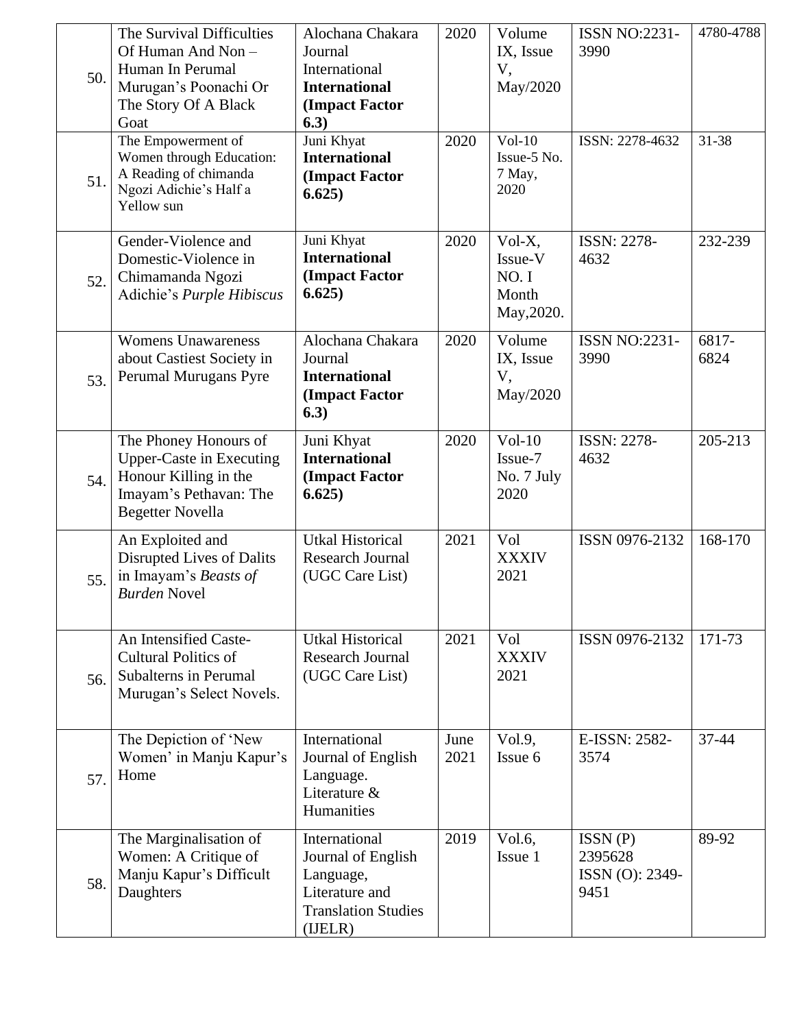| 50. | The Survival Difficulties Of Human And Non – Human In Perumal Murugan's Poonachi Or The Story Of A Black Goat | Alochana Chakara Journal International **International (Impact Factor 6.3)** | 2020 | Volume IX, Issue V, May/2020 | ISSN NO:2231-3990 | 4780-4788 |
|---|---|---|---|---|---|---|
| 51. | The Empowerment of Women through Education: A Reading of chimanda Ngozi Adichie's Half a Yellow sun | Juni Khyat **International (Impact Factor 6.625)** | 2020 | Vol-10 Issue-5 No. 7 May, 2020 | ISSN: 2278-4632 | 31-38 |
| 52. | Gender-Violence and Domestic-Violence in Chimamanda Ngozi Adichie's *Purple Hibiscus* | Juni Khyat **International (Impact Factor 6.625)** | 2020 | Vol-X, Issue-V NO. I Month May,2020. | ISSN: 2278-4632 | 232-239 |
| 53. | Womens Unawareness about Castiest Society in Perumal Murugans Pyre | Alochana Chakara Journal **International (Impact Factor 6.3)** | 2020 | Volume IX, Issue V, May/2020 | ISSN NO:2231-3990 | 6817-6824 |
| 54. | The Phoney Honours of Upper-Caste in Executing Honour Killing in the Imayam's Pethavan: The Begetter Novella | Juni Khyat **International (Impact Factor 6.625)** | 2020 | Vol-10 Issue-7 No. 7 July 2020 | ISSN: 2278-4632 | 205-213 |
| 55. | An Exploited and Disrupted Lives of Dalits in Imayam's *Beasts of Burden* Novel | Utkal Historical Research Journal (UGC Care List) | 2021 | Vol XXXIV 2021 | ISSN 0976-2132 | 168-170 |
| 56. | An Intensified Caste-Cultural Politics of Subalterns in Perumal Murugan's Select Novels. | Utkal Historical Research Journal (UGC Care List) | 2021 | Vol XXXIV 2021 | ISSN 0976-2132 | 171-73 |
| 57. | The Depiction of 'New Women' in Manju Kapur's Home | International Journal of English Language. Literature & Humanities | June 2021 | Vol.9, Issue 6 | E-ISSN: 2582-3574 | 37-44 |
| 58. | The Marginalisation of Women: A Critique of Manju Kapur's Difficult Daughters | International Journal of English Language, Literature and Translation Studies (IJELR) | 2019 | Vol.6, Issue 1 | ISSN (P) 2395628 ISSN (O): 2349-9451 | 89-92 |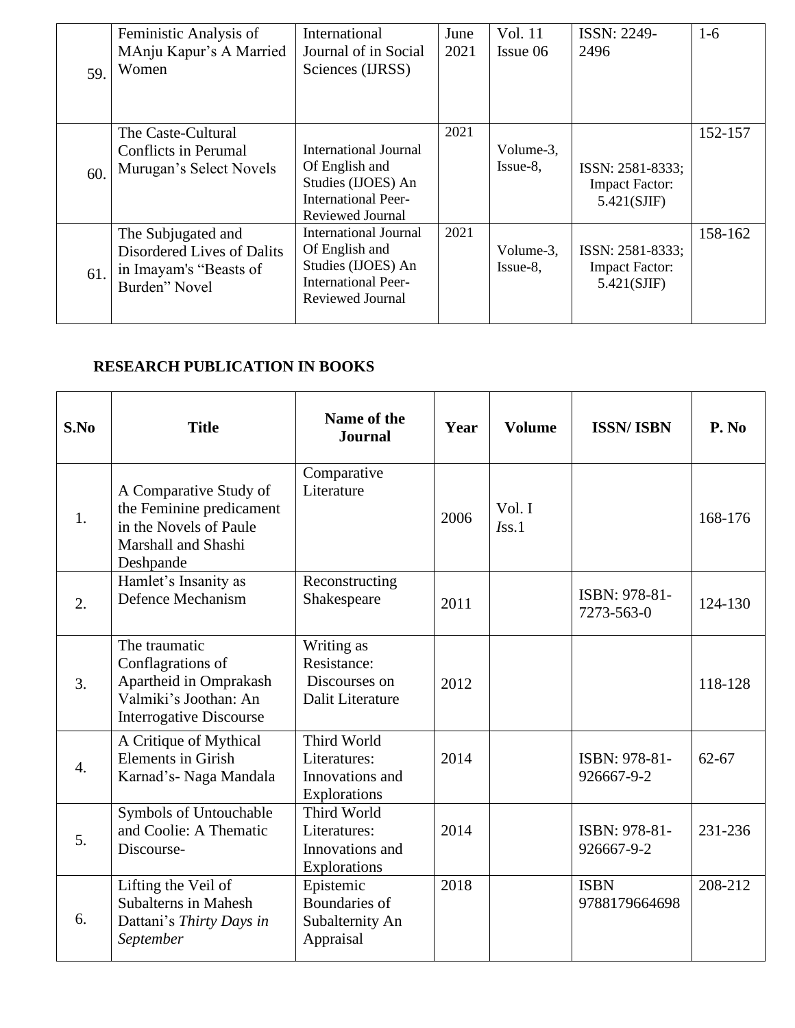| | | | | | | |
|---|---|---|---|---|---|---|
| 59. | Feministic Analysis of MAnju Kapur's A Married Women | International Journal of in Social Sciences (IJRSS) | June 2021 | Vol. 11 Issue 06 | ISSN: 2249-2496 | 1-6 |
| 60. | The Caste-Cultural Conflicts in Perumal Murugan's Select Novels | International Journal Of English and Studies (IJOES) An International Peer-Reviewed Journal | 2021 | Volume-3, Issue-8, | ISSN: 2581-8333; Impact Factor: 5.421(SJIF) | 152-157 |
| 61. | The Subjugated and Disordered Lives of Dalits in Imayam's "Beasts of Burden" Novel | International Journal Of English and Studies (IJOES) An International Peer-Reviewed Journal | 2021 | Volume-3, Issue-8, | ISSN: 2581-8333; Impact Factor: 5.421(SJIF) | 158-162 |

**RESEARCH PUBLICATION IN BOOKS**

| S.No | Title | Name of the Journal | Year | Volume | ISSN/ ISBN | P. No |
|---|---|---|---|---|---|---|
| 1. | A Comparative Study of the Feminine predicament in the Novels of Paule Marshall and Shashi Deshpande | Comparative Literature | 2006 | Vol. I *I*ss.1 | | 168-176 |
| 2. | Hamlet's Insanity as Defence Mechanism | Reconstructing Shakespeare | 2011 | | ISBN: 978-81-7273-563-0 | 124-130 |
| 3. | The traumatic Conflagrations of Apartheid in Omprakash Valmiki's Joothan: An Interrogative Discourse | Writing as Resistance: Discourses on Dalit Literature | 2012 | | | 118-128 |
| 4. | A Critique of Mythical Elements in Girish Karnad's- Naga Mandala | Third World Literatures: Innovations and Explorations | 2014 | | ISBN: 978-81-926667-9-2 | 62-67 |
| 5. | Symbols of Untouchable and Coolie: A Thematic Discourse- | Third World Literatures: Innovations and Explorations | 2014 | | ISBN: 978-81-926667-9-2 | 231-236 |
| 6. | Lifting the Veil of Subalterns in Mahesh Dattani's *Thirty Days in September* | Epistemic Boundaries of Subalternity An Appraisal | 2018 | | ISBN 9788179664698 | 208-212 |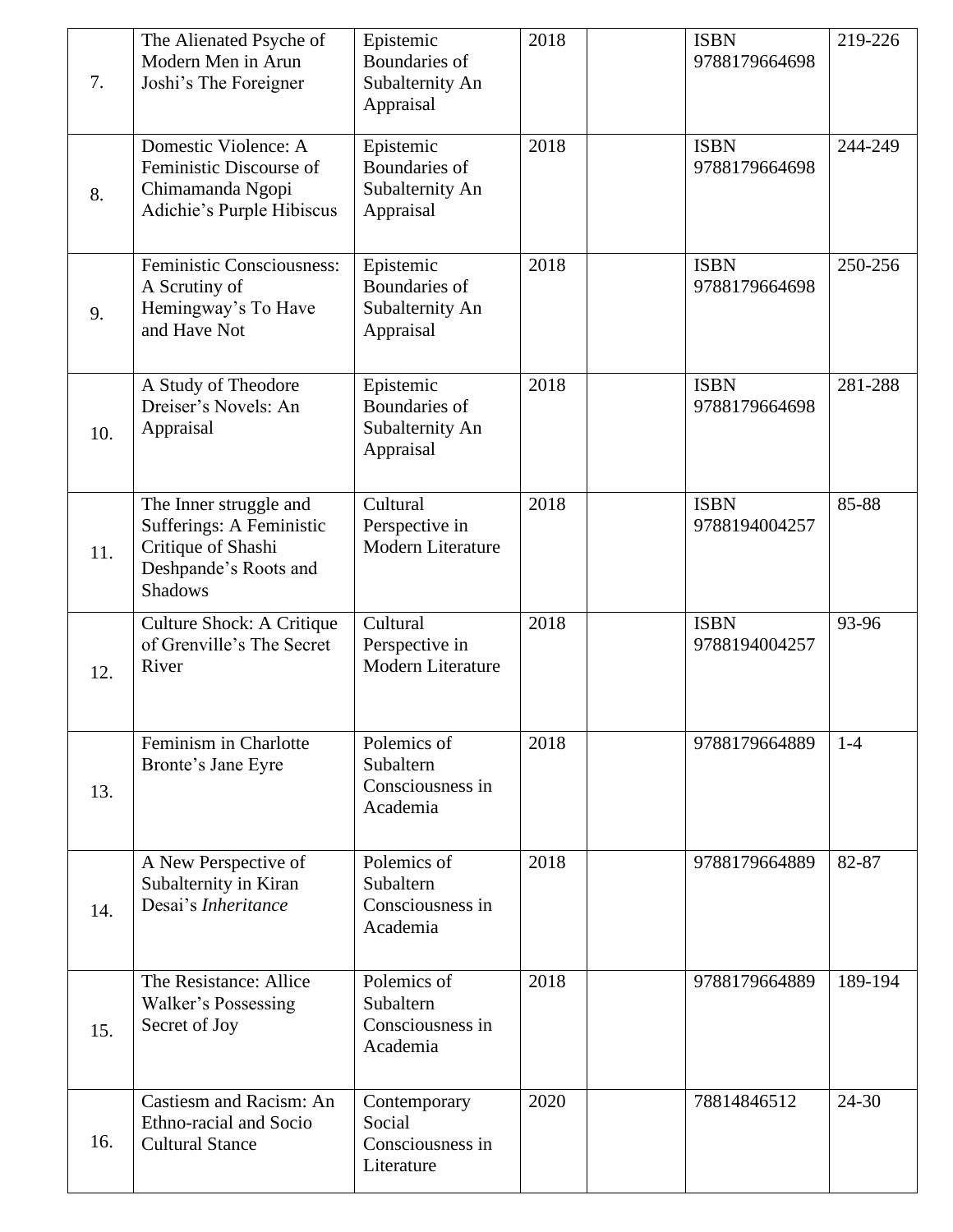| 7. | The Alienated Psyche of Modern Men in Arun Joshi's The Foreigner | Epistemic Boundaries of Subalternity An Appraisal | 2018 | | ISBN 9788179664698 | 219-226 |
|---|---|---|---|---|---|---|
| 8. | Domestic Violence: A Feministic Discourse of Chimamanda Ngopi Adichie's Purple Hibiscus | Epistemic Boundaries of Subalternity An Appraisal | 2018 | | ISBN 9788179664698 | 244-249 |
| 9. | Feministic Consciousness: A Scrutiny of Hemingway's To Have and Have Not | Epistemic Boundaries of Subalternity An Appraisal | 2018 | | ISBN 9788179664698 | 250-256 |
| 10. | A Study of Theodore Dreiser's Novels: An Appraisal | Epistemic Boundaries of Subalternity An Appraisal | 2018 | | ISBN 9788179664698 | 281-288 |
| 11. | The Inner struggle and Sufferings: A Feministic Critique of Shashi Deshpande's Roots and Shadows | Cultural Perspective in Modern Literature | 2018 | | ISBN 9788194004257 | 85-88 |
| 12. | Culture Shock: A Critique of Grenville's The Secret River | Cultural Perspective in Modern Literature | 2018 | | ISBN 9788194004257 | 93-96 |
| 13. | Feminism in Charlotte Bronte's Jane Eyre | Polemics of Subaltern Consciousness in Academia | 2018 | | 9788179664889 | 1-4 |
| 14. | A New Perspective of Subalternity in Kiran Desai's *Inheritance* | Polemics of Subaltern Consciousness in Academia | 2018 | | 9788179664889 | 82-87 |
| 15. | The Resistance: Allice Walker's Possessing Secret of Joy | Polemics of Subaltern Consciousness in Academia | 2018 | | 9788179664889 | 189-194 |
| 16. | Castiesm and Racism: An Ethno-racial and Socio Cultural Stance | Contemporary Social Consciousness in Literature | 2020 | | 78814846512 | 24-30 |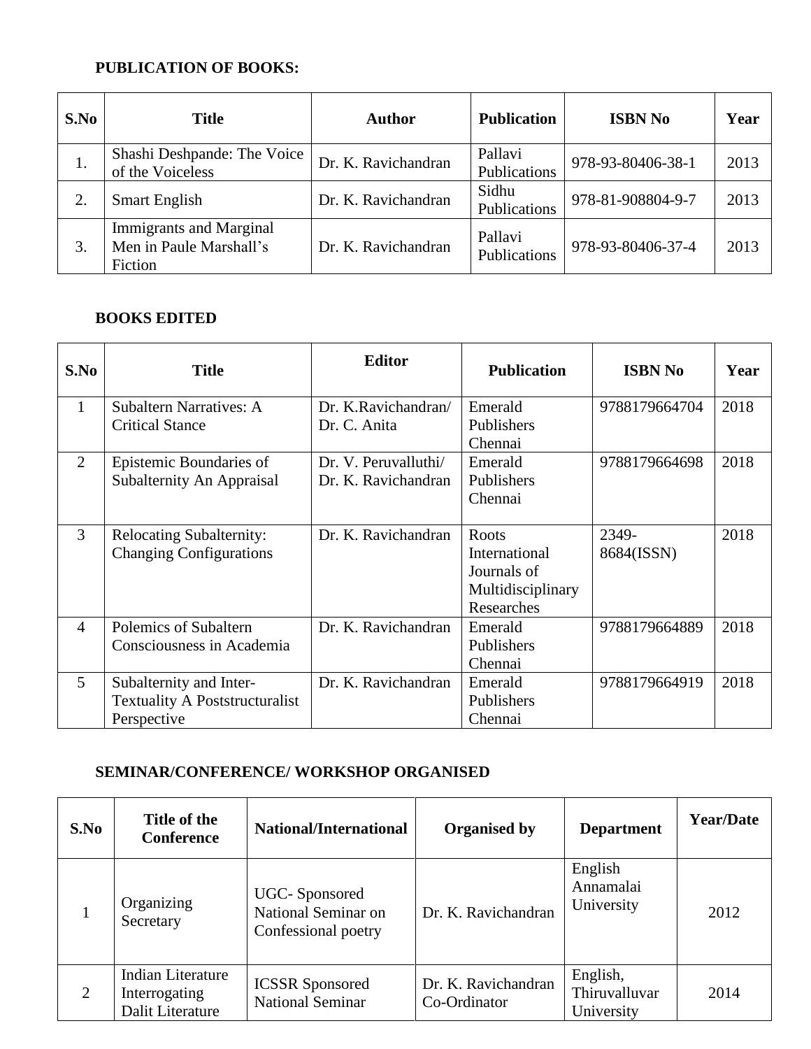**PUBLICATION OF BOOKS:**

| S.No | Title | Author | Publication | ISBN No | Year |
|---|---|---|---|---|---|
| 1. | Shashi Deshpande: The Voice of the Voiceless | Dr. K. Ravichandran | Pallavi Publications | 978-93-80406-38-1 | 2013 |
| 2. | Smart English | Dr. K. Ravichandran | Sidhu Publications | 978-81-908804-9-7 | 2013 |
| 3. | Immigrants and Marginal Men in Paule Marshall's Fiction | Dr. K. Ravichandran | Pallavi Publications | 978-93-80406-37-4 | 2013 |

**BOOKS EDITED**

| S.No | Title | Editor | Publication | ISBN No | Year |
|---|---|---|---|---|---|
| 1 | Subaltern Narratives: A Critical Stance | Dr. K.Ravichandran/ Dr. C. Anita | Emerald Publishers Chennai | 9788179664704 | 2018 |
| 2 | Epistemic Boundaries of Subalternity An Appraisal | Dr. V. Peruvalluthi/ Dr. K. Ravichandran | Emerald Publishers Chennai | 9788179664698 | 2018 |
| 3 | Relocating Subalternity: Changing Configurations | Dr. K. Ravichandran | Roots International Journals of Multidisciplinary Researches | 2349-8684(ISSN) | 2018 |
| 4 | Polemics of Subaltern Consciousness in Academia | Dr. K. Ravichandran | Emerald Publishers Chennai | 9788179664889 | 2018 |
| 5 | Subalternity and Inter-Textuality A Poststructuralist Perspective | Dr. K. Ravichandran | Emerald Publishers Chennai | 9788179664919 | 2018 |

**SEMINAR/CONFERENCE/ WORKSHOP ORGANISED**

| S.No | Title of the Conference | National/International | Organised by | Department | Year/Date |
|---|---|---|---|---|---|
| 1 | Organizing Secretary | UGC- Sponsored National Seminar on Confessional poetry | Dr. K. Ravichandran | English Annamalai University | 2012 |
| 2 | Indian Literature Interrogating Dalit Literature | ICSSR Sponsored National Seminar | Dr. K. Ravichandran Co-Ordinator | English, Thiruvalluvar University | 2014 |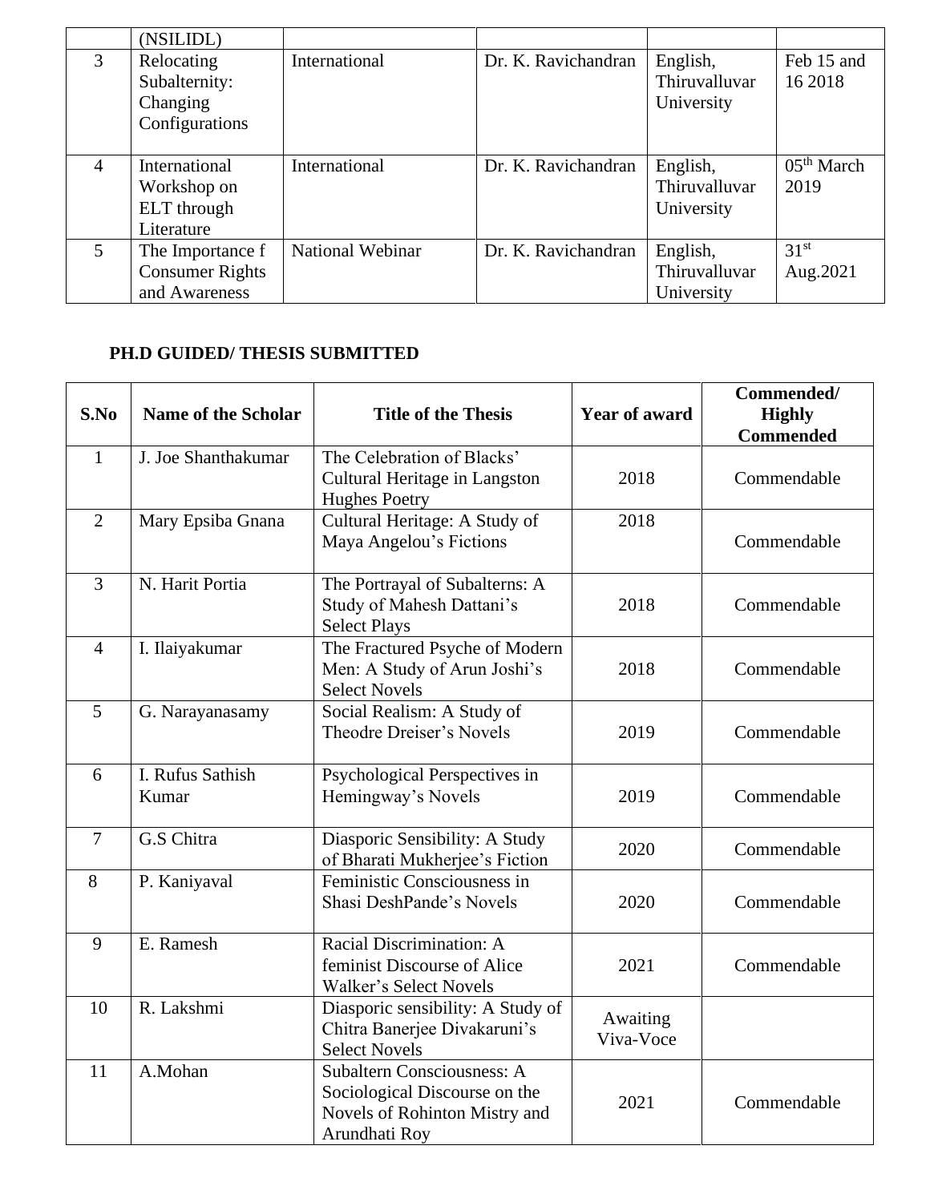|  | (NSILIDL) |  |  |  |  |
|---|---|---|---|---|---|
| 3 | Relocating Subalternity: Changing Configurations | International | Dr. K. Ravichandran | English, Thiruvalluvar University | Feb 15 and 16 2018 |
| 4 | International Workshop on ELT through Literature | International | Dr. K. Ravichandran | English, Thiruvalluvar University | 05th March 2019 |
| 5 | The Importance f Consumer Rights and Awareness | National Webinar | Dr. K. Ravichandran | English, Thiruvalluvar University | 31st Aug.2021 |

**PH.D GUIDED/ THESIS SUBMITTED**

| S.No | Name of the Scholar | Title of the Thesis | Year of award | Commended/ Highly Commended |
|---|---|---|---|---|
| 1 | J. Joe Shanthakumar | The Celebration of Blacks' Cultural Heritage in Langston Hughes Poetry | 2018 | Commendable |
| 2 | Mary Epsiba Gnana | Cultural Heritage: A Study of Maya Angelou's Fictions | 2018 | Commendable |
| 3 | N. Harit Portia | The Portrayal of Subalterns: A Study of Mahesh Dattani's Select Plays | 2018 | Commendable |
| 4 | I. Ilaiyakumar | The Fractured Psyche of Modern Men: A Study of Arun Joshi's Select Novels | 2018 | Commendable |
| 5 | G. Narayanasamy | Social Realism: A Study of Theodre Dreiser's Novels | 2019 | Commendable |
| 6 | I. Rufus Sathish Kumar | Psychological Perspectives in Hemingway's Novels | 2019 | Commendable |
| 7 | G.S Chitra | Diasporic Sensibility: A Study of Bharati Mukherjee's Fiction | 2020 | Commendable |
| 8 | P. Kaniyaval | Feministic Consciousness in Shasi DeshPande's Novels | 2020 | Commendable |
| 9 | E. Ramesh | Racial Discrimination: A feminist Discourse of Alice Walker's Select Novels | 2021 | Commendable |
| 10 | R. Lakshmi | Diasporic sensibility: A Study of Chitra Banerjee Divakaruni's Select Novels | Awaiting Viva-Voce |  |
| 11 | A.Mohan | Subaltern Consciousness: A Sociological Discourse on the Novels of Rohinton Mistry and Arundhati Roy | 2021 | Commendable |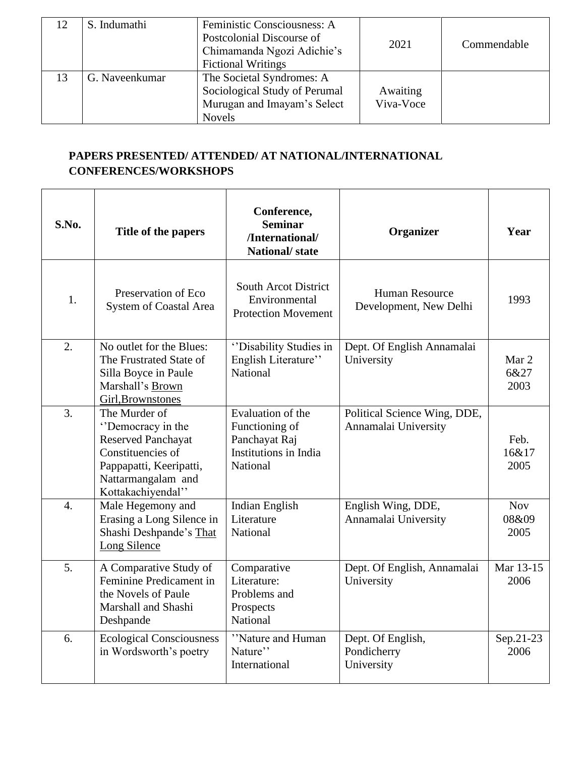| 12 | S. Indumathi | Feministic Consciousness: A Postcolonial Discourse of Chimamanda Ngozi Adichie's Fictional Writings | 2021 | Commendable |
|---|---|---|---|---|
| 13 | G. Naveenkumar | The Societal Syndromes: A Sociological Study of Perumal Murugan and Imayam's Select Novels | Awaiting Viva-Voce | |

**PAPERS PRESENTED/ ATTENDED/ AT NATIONAL/INTERNATIONAL CONFERENCES/WORKSHOPS**

| S.No. | Title of the papers | Conference, Seminar /International/ National/ state | Organizer | Year |
|---|---|---|---|---|
| 1. | Preservation of Eco System of Coastal Area | South Arcot District Environmental Protection Movement | Human Resource Development, New Delhi | 1993 |
| 2. | No outlet for the Blues: The Frustrated State of Silla Boyce in Paule Marshall's Brown Girl,Brownstones | ''Disability Studies in English Literature'' National | Dept. Of English Annamalai University | Mar 2 6&27 2003 |
| 3. | The Murder of ''Democracy in the Reserved Panchayat Constituencies of Pappapatti, Keeripatti, Nattarmangalam and Kottakachiyendal'' | Evaluation of the Functioning of Panchayat Raj Institutions in India National | Political Science Wing, DDE, Annamalai University | Feb. 16&17 2005 |
| 4. | Male Hegemony and Erasing a Long Silence in Shashi Deshpande's That Long Silence | Indian English Literature National | English Wing, DDE, Annamalai University | Nov 08&09 2005 |
| 5. | A Comparative Study of Feminine Predicament in the Novels of Paule Marshall and Shashi Deshpande | Comparative Literature: Problems and Prospects National | Dept. Of English, Annamalai University | Mar 13-15 2006 |
| 6. | Ecological Consciousness in Wordsworth's poetry | ''Nature and Human Nature'' International | Dept. Of English, Pondicherry University | Sep.21-23 2006 |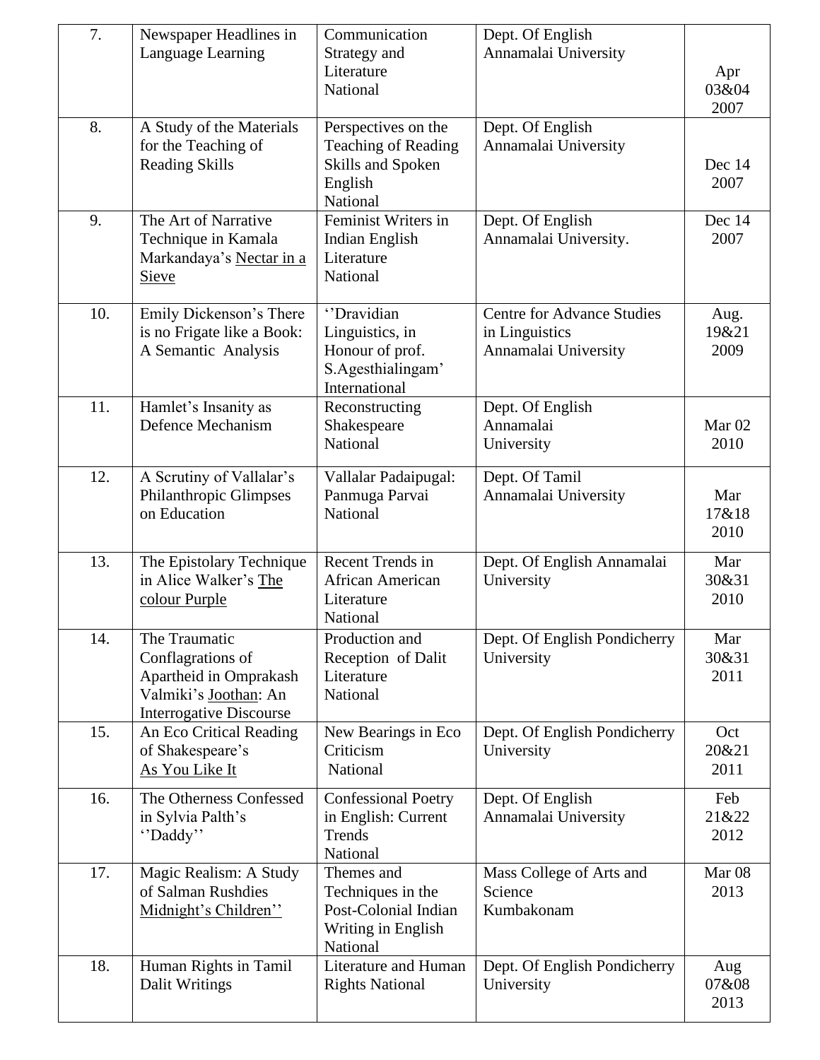| 7. | Newspaper Headlines in Language Learning | Communication Strategy and Literature National | Dept. Of English Annamalai University | Apr 03&04 2007 |
|---|---|---|---|---|
| 8. | A Study of the Materials for the Teaching of Reading Skills | Perspectives on the Teaching of Reading Skills and Spoken English National | Dept. Of English Annamalai University | Dec 14 2007 |
| 9. | The Art of Narrative Technique in Kamala Markandaya's Nectar in a Sieve | Feminist Writers in Indian English Literature National | Dept. Of English Annamalai University. | Dec 14 2007 |
| 10. | Emily Dickenson's There is no Frigate like a Book: A Semantic Analysis | ''Dravidian Linguistics, in Honour of prof. S.Agesthialingam' International | Centre for Advance Studies in Linguistics Annamalai University | Aug. 19&21 2009 |
| 11. | Hamlet's Insanity as Defence Mechanism | Reconstructing Shakespeare National | Dept. Of English Annamalai University | Mar 02 2010 |
| 12. | A Scrutiny of Vallalar's Philanthropic Glimpses on Education | Vallalar Padaipugal: Panmuga Parvai National | Dept. Of Tamil Annamalai University | Mar 17&18 2010 |
| 13. | The Epistolary Technique in Alice Walker's The colour Purple | Recent Trends in African American Literature National | Dept. Of English Annamalai University | Mar 30&31 2010 |
| 14. | The Traumatic Conflagrations of Apartheid in Omprakash Valmiki's Joothan: An Interrogative Discourse | Production and Reception of Dalit Literature National | Dept. Of English Pondicherry University | Mar 30&31 2011 |
| 15. | An Eco Critical Reading of Shakespeare's As You Like It | New Bearings in Eco Criticism National | Dept. Of English Pondicherry University | Oct 20&21 2011 |
| 16. | The Otherness Confessed in Sylvia Palth's ''Daddy'' | Confessional Poetry in English: Current Trends National | Dept. Of English Annamalai University | Feb 21&22 2012 |
| 17. | Magic Realism: A Study of Salman Rushdies Midnight's Children'' | Themes and Techniques in the Post-Colonial Indian Writing in English National | Mass College of Arts and Science Kumbakonam | Mar 08 2013 |
| 18. | Human Rights in Tamil Dalit Writings | Literature and Human Rights National | Dept. Of English Pondicherry University | Aug 07&08 2013 |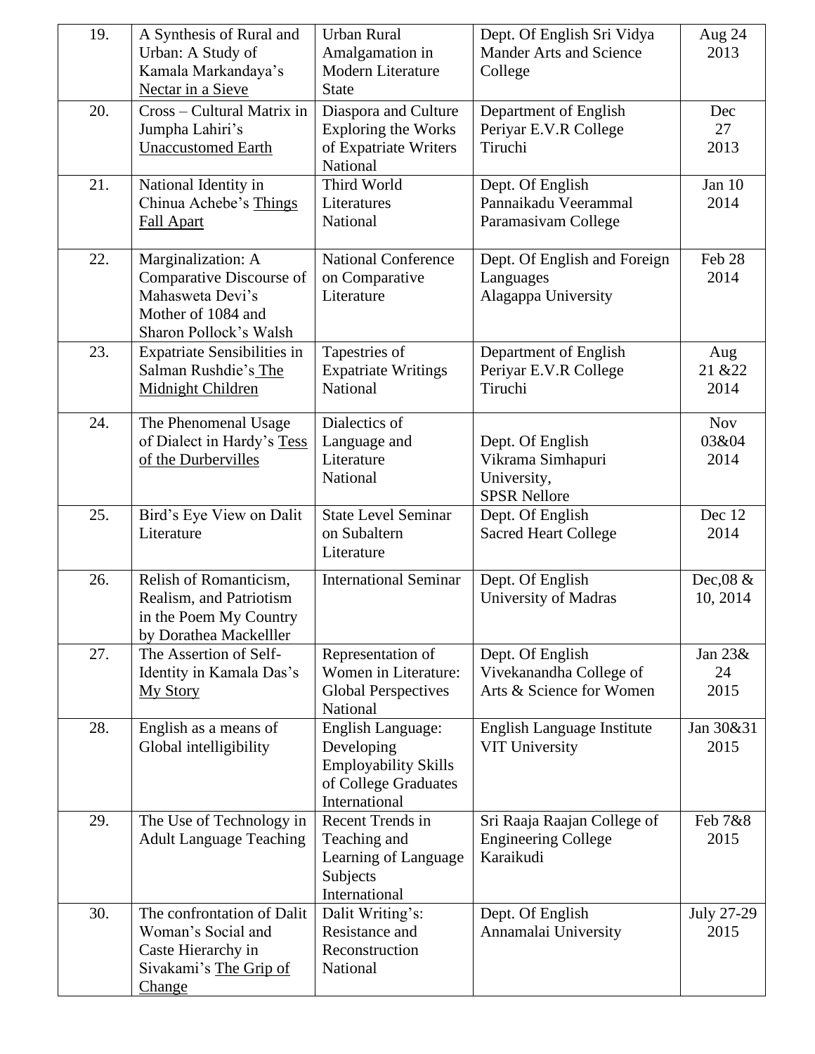| 19. | A Synthesis of Rural and Urban: A Study of Kamala Markandaya's Nectar in a Sieve | Urban Rural Amalgamation in Modern Literature State | Dept. Of English Sri Vidya Mander Arts and Science College | Aug 24 2013 |
|---|---|---|---|---|
| 20. | Cross – Cultural Matrix in Jumpha Lahiri's Unaccustomed Earth | Diaspora and Culture Exploring the Works of Expatriate Writers National | Department of English Periyar E.V.R College Tiruchi | Dec 27 2013 |
| 21. | National Identity in Chinua Achebe's Things Fall Apart | Third World Literatures National | Dept. Of English Pannaikadu Veerammal Paramasivam College | Jan 10 2014 |
| 22. | Marginalization: A Comparative Discourse of Mahasweta Devi's Mother of 1084 and Sharon Pollock's Walsh | National Conference on Comparative Literature | Dept. Of English and Foreign Languages Alagappa University | Feb 28 2014 |
| 23. | Expatriate Sensibilities in Salman Rushdie's The Midnight Children | Tapestries of Expatriate Writings National | Department of English Periyar E.V.R College Tiruchi | Aug 21 &22 2014 |
| 24. | The Phenomenal Usage of Dialect in Hardy's Tess of the Durbervilles | Dialectics of Language and Literature National | Dept. Of English Vikrama Simhapuri University, SPSR Nellore | Nov 03&04 2014 |
| 25. | Bird's Eye View on Dalit Literature | State Level Seminar on Subaltern Literature | Dept. Of English Sacred Heart College | Dec 12 2014 |
| 26. | Relish of Romanticism, Realism, and Patriotism in the Poem My Country by Dorathea Mackelller | International Seminar | Dept. Of English University of Madras | Dec,08 & 10, 2014 |
| 27. | The Assertion of Self-Identity in Kamala Das's My Story | Representation of Women in Literature: Global Perspectives National | Dept. Of English Vivekanandha College of Arts & Science for Women | Jan 23& 24 2015 |
| 28. | English as a means of Global intelligibility | English Language: Developing Employability Skills of College Graduates International | English Language Institute VIT University | Jan 30&31 2015 |
| 29. | The Use of Technology in Adult Language Teaching | Recent Trends in Teaching and Learning of Language Subjects International | Sri Raaja Raajan College of Engineering College Karaikudi | Feb 7&8 2015 |
| 30. | The confrontation of Dalit Woman's Social and Caste Hierarchy in Sivakami's The Grip of Change | Dalit Writing's: Resistance and Reconstruction National | Dept. Of English Annamalai University | July 27-29 2015 |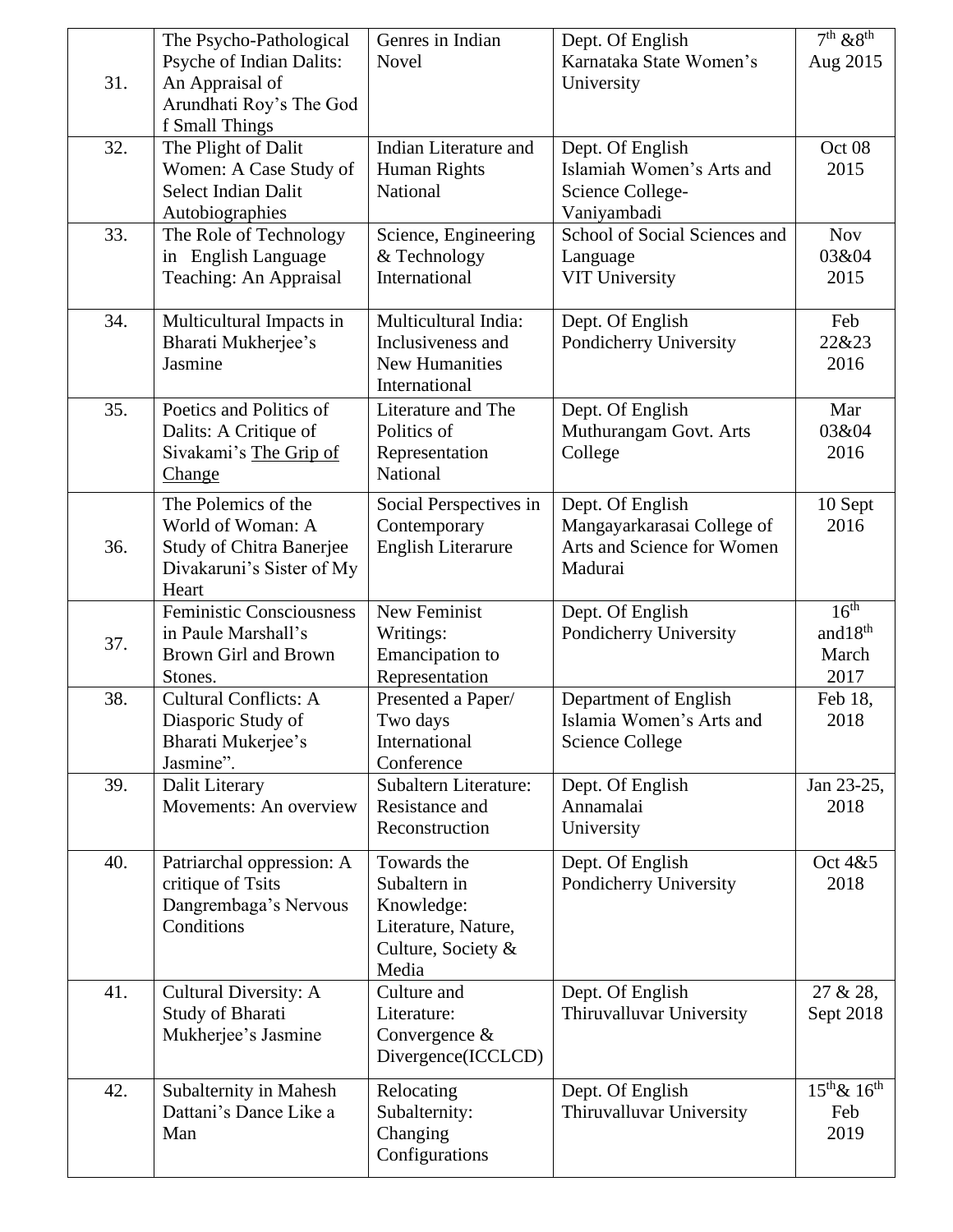| 31. | The Psycho-Pathological Psyche of Indian Dalits: An Appraisal of Arundhati Roy's The God f Small Things | Genres in Indian Novel | Dept. Of English Karnataka State Women's University | 7th &8th Aug 2015 |
|---|---|---|---|---|
| 32. | The Plight of Dalit Women: A Case Study of Select Indian Dalit Autobiographies | Indian Literature and Human Rights National | Dept. Of English Islamiah Women's Arts and Science College- Vaniyambadi | Oct 08 2015 |
| 33. | The Role of Technology in English Language Teaching: An Appraisal | Science, Engineering & Technology International | School of Social Sciences and Language VIT University | Nov 03&04 2015 |
| 34. | Multicultural Impacts in Bharati Mukherjee's Jasmine | Multicultural India: Inclusiveness and New Humanities International | Dept. Of English Pondicherry University | Feb 22&23 2016 |
| 35. | Poetics and Politics of Dalits: A Critique of Sivakami's The Grip of Change | Literature and The Politics of Representation National | Dept. Of English Muthurangam Govt. Arts College | Mar 03&04 2016 |
| 36. | The Polemics of the World of Woman: A Study of Chitra Banerjee Divakaruni's Sister of My Heart | Social Perspectives in Contemporary English Literarure | Dept. Of English Mangayarkarasai College of Arts and Science for Women Madurai | 10 Sept 2016 |
| 37. | Feministic Consciousness in Paule Marshall's Brown Girl and Brown Stones. | New Feminist Writings: Emancipation to Representation | Dept. Of English Pondicherry University | 16th and18th March 2017 |
| 38. | Cultural Conflicts: A Diasporic Study of Bharati Mukerjee's Jasmine". | Presented a Paper/ Two days International Conference | Department of English Islamia Women's Arts and Science College | Feb 18, 2018 |
| 39. | Dalit Literary Movements: An overview | Subaltern Literature: Resistance and Reconstruction | Dept. Of English Annamalai University | Jan 23-25, 2018 |
| 40. | Patriarchal oppression: A critique of Tsits Dangrembaga's Nervous Conditions | Towards the Subaltern in Knowledge: Literature, Nature, Culture, Society & Media | Dept. Of English Pondicherry University | Oct 4&5 2018 |
| 41. | Cultural Diversity: A Study of Bharati Mukherjee's Jasmine | Culture and Literature: Convergence & Divergence(ICCLCD) | Dept. Of English Thiruvalluvar University | 27 & 28, Sept 2018 |
| 42. | Subalternity in Mahesh Dattani's Dance Like a Man | Relocating Subalternity: Changing Configurations | Dept. Of English Thiruvalluvar University | 15th& 16th Feb 2019 |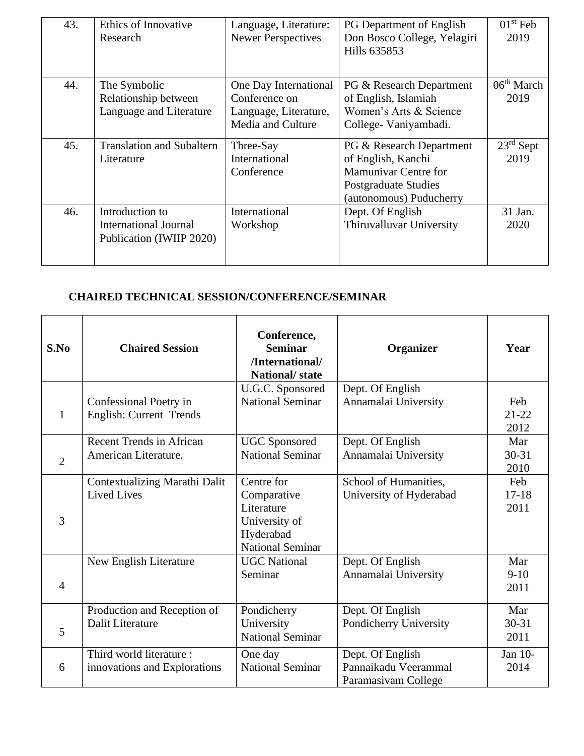| 43. | Ethics of Innovative Research | Language, Literature: Newer Perspectives | PG Department of English Don Bosco College, Yelagiri Hills 635853 | 01st Feb 2019 |
|---|---|---|---|---|
| 44. | The Symbolic Relationship between Language and Literature | One Day International Conference on Language, Literature, Media and Culture | PG & Research Department of English, Islamiah Women's Arts & Science College- Vaniyambadi. | 06th March 2019 |
| 45. | Translation and Subaltern Literature | Three-Say International Conference | PG & Research Department of English, Kanchi Mamunivar Centre for Postgraduate Studies (autonomous) Puducherry | 23rd Sept 2019 |
| 46. | Introduction to International Journal Publication (IWIIP 2020) | International Workshop | Dept. Of English Thiruvalluvar University | 31 Jan. 2020 |

## CHAIRED TECHNICAL SESSION/CONFERENCE/SEMINAR

| S.No | Chaired Session | Conference, Seminar /International/ National/ state | Organizer | Year |
|---|---|---|---|---|
| 1 | Confessional Poetry in English: Current Trends | U.G.C. Sponsored National Seminar | Dept. Of English Annamalai University | Feb 21-22 2012 |
| 2 | Recent Trends in African American Literature. | UGC Sponsored National Seminar | Dept. Of English Annamalai University | Mar 30-31 2010 |
| 3 | Contextualizing Marathi Dalit Lived Lives | Centre for Comparative Literature University of Hyderabad National Seminar | School of Humanities, University of Hyderabad | Feb 17-18 2011 |
| 4 | New English Literature | UGC National Seminar | Dept. Of English Annamalai University | Mar 9-10 2011 |
| 5 | Production and Reception of Dalit Literature | Pondicherry University National Seminar | Dept. Of English Pondicherry University | Mar 30-31 2011 |
| 6 | Third world literature : innovations and Explorations | One day National Seminar | Dept. Of English Pannaikadu Veerammal Paramasivam College | Jan 10- 2014 |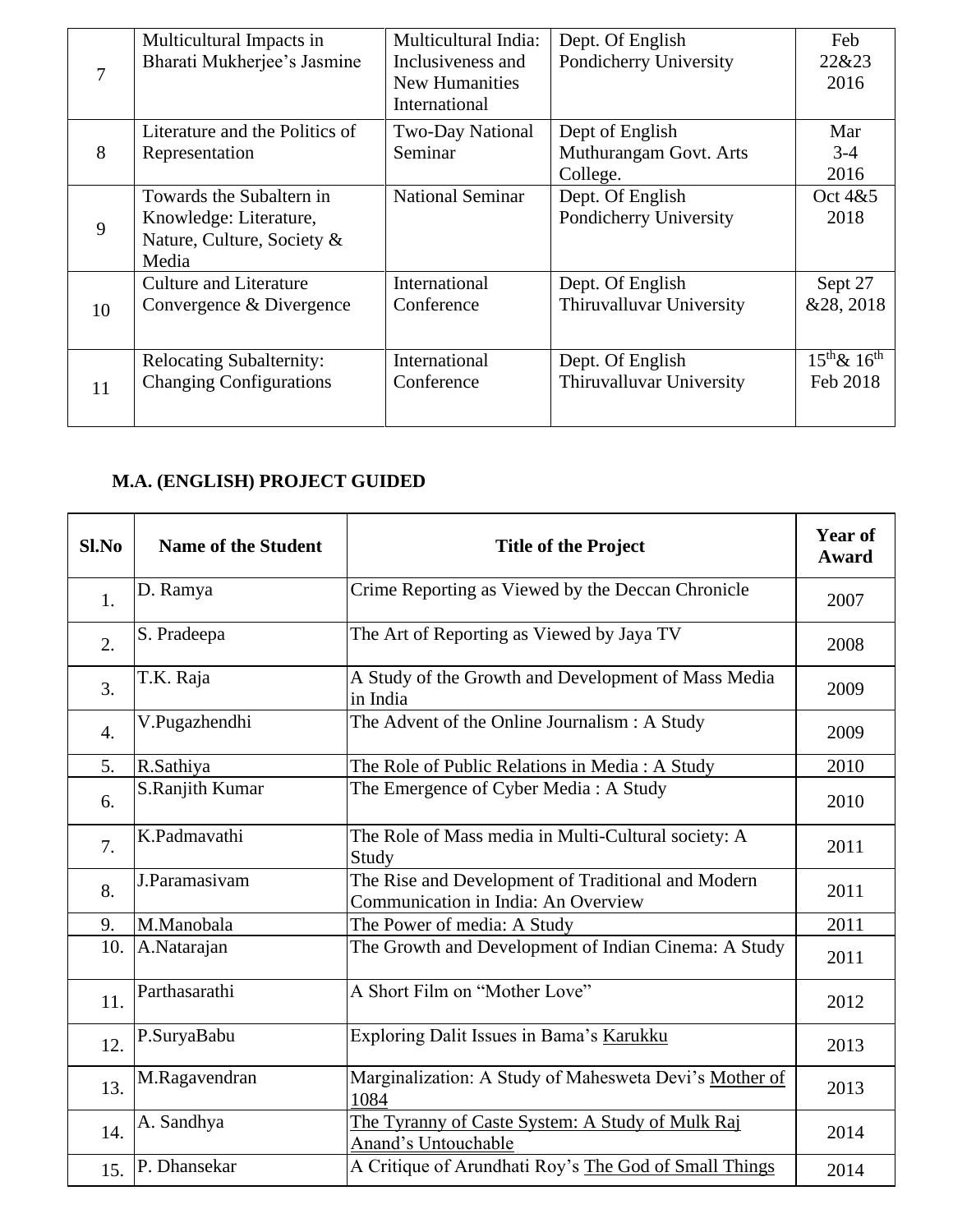| 7 | Multicultural Impacts in Bharati Mukherjee's Jasmine | Multicultural India: Inclusiveness and New Humanities International | Dept. Of English Pondicherry University | Feb 22&23 2016 |
|---|---|---|---|---|
| 8 | Literature and the Politics of Representation | Two-Day National Seminar | Dept of English Muthurangam Govt. Arts College. | Mar 3-4 2016 |
| 9 | Towards the Subaltern in Knowledge: Literature, Nature, Culture, Society & Media | National Seminar | Dept. Of English Pondicherry University | Oct 4&5 2018 |
| 10 | Culture and Literature Convergence & Divergence | International Conference | Dept. Of English Thiruvalluvar University | Sept 27 &28, 2018 |
| 11 | Relocating Subalternity: Changing Configurations | International Conference | Dept. Of English Thiruvalluvar University | 15th& 16th Feb 2018 |

**M.A. (ENGLISH) PROJECT GUIDED**

| Sl.No | Name of the Student | Title of the Project | Year of Award |
|---|---|---|---|
| 1. | D. Ramya | Crime Reporting as Viewed by the Deccan Chronicle | 2007 |
| 2. | S. Pradeepa | The Art of Reporting as Viewed by Jaya TV | 2008 |
| 3. | T.K. Raja | A Study of the Growth and Development of Mass Media in India | 2009 |
| 4. | V.Pugazhendhi | The Advent of the Online Journalism : A Study | 2009 |
| 5. | R.Sathiya | The Role of Public Relations in Media : A Study | 2010 |
| 6. | S.Ranjith Kumar | The Emergence of Cyber Media : A Study | 2010 |
| 7. | K.Padmavathi | The Role of Mass media in Multi-Cultural society: A Study | 2011 |
| 8. | J.Paramasivam | The Rise and Development of Traditional and Modern Communication in India: An Overview | 2011 |
| 9. | M.Manobala | The Power of media: A Study | 2011 |
| 10. | A.Natarajan | The Growth and Development of Indian Cinema: A Study | 2011 |
| 11. | Parthasarathi | A Short Film on "Mother Love" | 2012 |
| 12. | P.SuryaBabu | Exploring Dalit Issues in Bama's Karukku | 2013 |
| 13. | M.Ragavendran | Marginalization: A Study of Mahesweta Devi's Mother of 1084 | 2013 |
| 14. | A. Sandhya | The Tyranny of Caste System: A Study of Mulk Raj Anand's Untouchable | 2014 |
| 15. | P. Dhansekar | A Critique of Arundhati Roy's The God of Small Things | 2014 |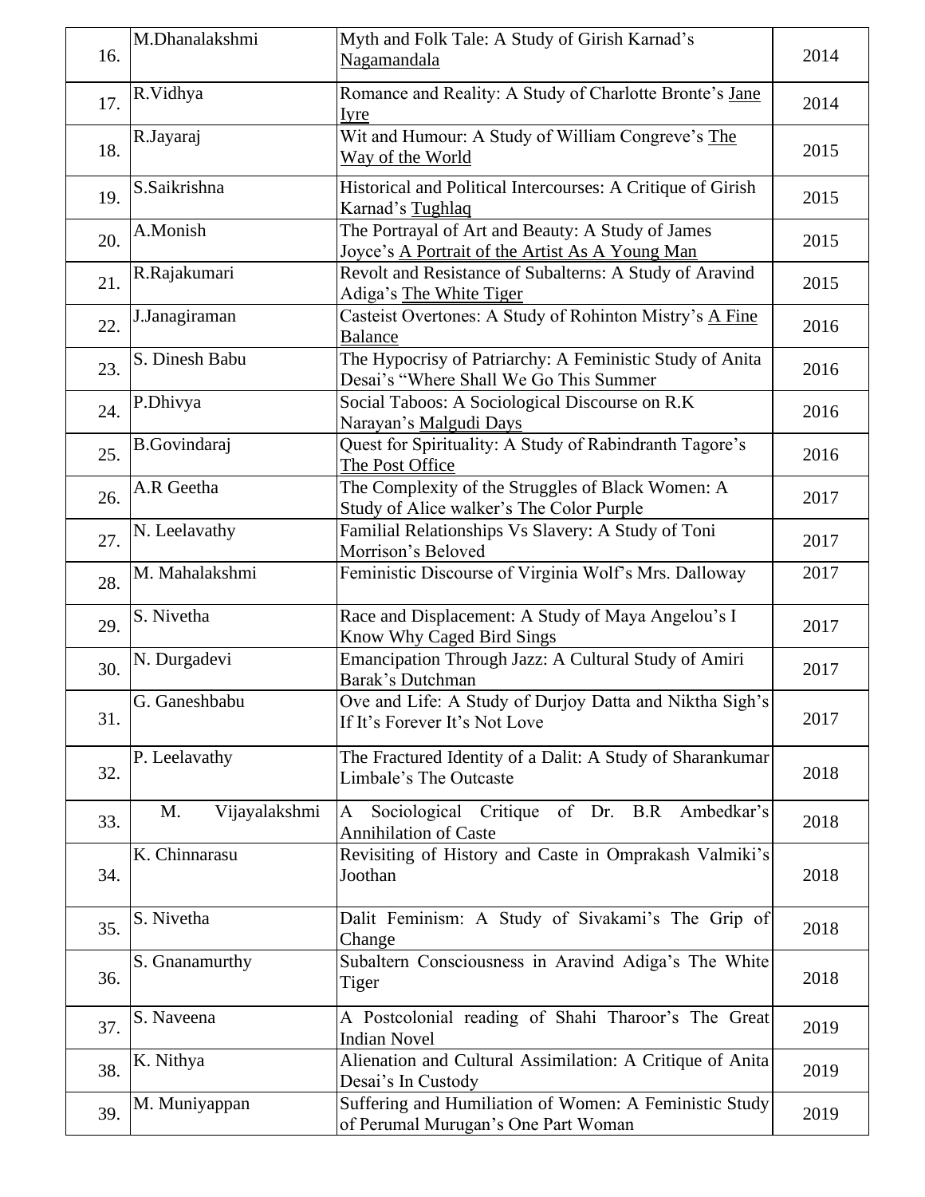| 16. | M.Dhanalakshmi | Myth and Folk Tale: A Study of Girish Karnad's Nagamandala | 2014 |
|---|---|---|---|
| 17. | R.Vidhya | Romance and Reality: A Study of Charlotte Bronte's Jane Iyre | 2014 |
| 18. | R.Jayaraj | Wit and Humour: A Study of William Congreve's The Way of the World | 2015 |
| 19. | S.Saikrishna | Historical and Political Intercourses: A Critique of Girish Karnad's Tughlaq | 2015 |
| 20. | A.Monish | The Portrayal of Art and Beauty: A Study of James Joyce's A Portrait of the Artist As A Young Man | 2015 |
| 21. | R.Rajakumari | Revolt and Resistance of Subalterns: A Study of Aravind Adiga's The White Tiger | 2015 |
| 22. | J.Janagiraman | Casteist Overtones: A Study of Rohinton Mistry's A Fine Balance | 2016 |
| 23. | S. Dinesh Babu | The Hypocrisy of Patriarchy: A Feministic Study of Anita Desai's "Where Shall We Go This Summer | 2016 |
| 24. | P.Dhivya | Social Taboos: A Sociological Discourse on R.K Narayan's Malgudi Days | 2016 |
| 25. | B.Govindaraj | Quest for Spirituality: A Study of Rabindranth Tagore's The Post Office | 2016 |
| 26. | A.R Geetha | The Complexity of the Struggles of Black Women: A Study of Alice walker's The Color Purple | 2017 |
| 27. | N. Leelavathy | Familial Relationships Vs Slavery: A Study of Toni Morrison's Beloved | 2017 |
| 28. | M. Mahalakshmi | Feministic Discourse of Virginia Wolf's Mrs. Dalloway | 2017 |
| 29. | S. Nivetha | Race and Displacement: A Study of Maya Angelou's I Know Why Caged Bird Sings | 2017 |
| 30. | N. Durgadevi | Emancipation Through Jazz: A Cultural Study of Amiri Barak's Dutchman | 2017 |
| 31. | G. Ganeshbabu | Ove and Life: A Study of Durjoy Datta and Niktha Sigh's If It's Forever It's Not Love | 2017 |
| 32. | P. Leelavathy | The Fractured Identity of a Dalit: A Study of Sharankumar Limbale's The Outcaste | 2018 |
| 33. | M. Vijayalakshmi | A Sociological Critique of Dr. B.R Ambedkar's Annihilation of Caste | 2018 |
| 34. | K. Chinnarasu | Revisiting of History and Caste in Omprakash Valmiki's Joothan | 2018 |
| 35. | S. Nivetha | Dalit Feminism: A Study of Sivakami's The Grip of Change | 2018 |
| 36. | S. Gnanamurthy | Subaltern Consciousness in Aravind Adiga's The White Tiger | 2018 |
| 37. | S. Naveena | A Postcolonial reading of Shahi Tharoor's The Great Indian Novel | 2019 |
| 38. | K. Nithya | Alienation and Cultural Assimilation: A Critique of Anita Desai's In Custody | 2019 |
| 39. | M. Muniyappan | Suffering and Humiliation of Women: A Feministic Study of Perumal Murugan's One Part Woman | 2019 |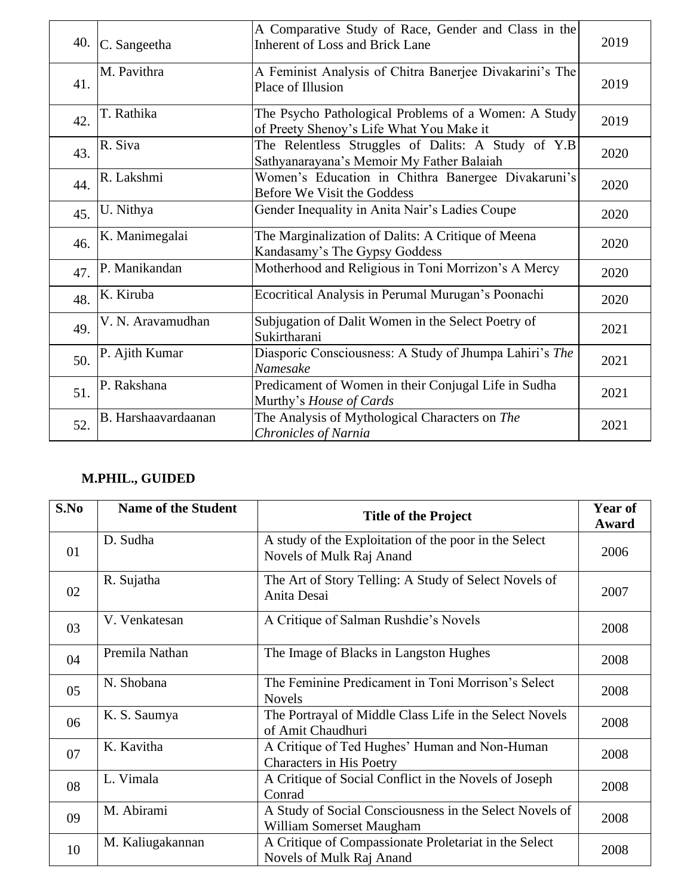| | | | |
|---|---|---|---|
| 40. | C. Sangeetha | A Comparative Study of Race, Gender and Class in the Inherent of Loss and Brick Lane | 2019 |
| 41. | M. Pavithra | A Feminist Analysis of Chitra Banerjee Divakarini's The Place of Illusion | 2019 |
| 42. | T. Rathika | The Psycho Pathological Problems of a Women: A Study of Preety Shenoy's Life What You Make it | 2019 |
| 43. | R. Siva | The Relentless Struggles of Dalits: A Study of Y.B Sathyanarayana's Memoir My Father Balaiah | 2020 |
| 44. | R. Lakshmi | Women's Education in Chithra Banergee Divakaruni's Before We Visit the Goddess | 2020 |
| 45. | U. Nithya | Gender Inequality in Anita Nair's Ladies Coupe | 2020 |
| 46. | K. Manimegalai | The Marginalization of Dalits: A Critique of Meena Kandasamy's The Gypsy Goddess | 2020 |
| 47. | P. Manikandan | Motherhood and Religious in Toni Morrizon's A Mercy | 2020 |
| 48. | K. Kiruba | Ecocritical Analysis in Perumal Murugan's Poonachi | 2020 |
| 49. | V. N. Aravamudhan | Subjugation of Dalit Women in the Select Poetry of Sukirtharani | 2021 |
| 50. | P. Ajith Kumar | Diasporic Consciousness: A Study of Jhumpa Lahiri's *The Namesake* | 2021 |
| 51. | P. Rakshana | Predicament of Women in their Conjugal Life in Sudha Murthy's *House of Cards* | 2021 |
| 52. | B. Harshaavardaanan | The Analysis of Mythological Characters on *The Chronicles of Narnia* | 2021 |

**M.PHIL., GUIDED**

| S.No | Name of the Student | Title of the Project | Year of Award |
|---|---|---|---|
| 01 | D. Sudha | A study of the Exploitation of the poor in the Select Novels of Mulk Raj Anand | 2006 |
| 02 | R. Sujatha | The Art of Story Telling: A Study of Select Novels of Anita Desai | 2007 |
| 03 | V. Venkatesan | A Critique of Salman Rushdie's Novels | 2008 |
| 04 | Premila Nathan | The Image of Blacks in Langston Hughes | 2008 |
| 05 | N. Shobana | The Feminine Predicament in Toni Morrison's Select Novels | 2008 |
| 06 | K. S. Saumya | The Portrayal of Middle Class Life in the Select Novels of Amit Chaudhuri | 2008 |
| 07 | K. Kavitha | A Critique of Ted Hughes' Human and Non-Human Characters in His Poetry | 2008 |
| 08 | L. Vimala | A Critique of Social Conflict in the Novels of Joseph Conrad | 2008 |
| 09 | M. Abirami | A Study of Social Consciousness in the Select Novels of William Somerset Maugham | 2008 |
| 10 | M. Kaliugakannan | A Critique of Compassionate Proletariat in the Select Novels of Mulk Raj Anand | 2008 |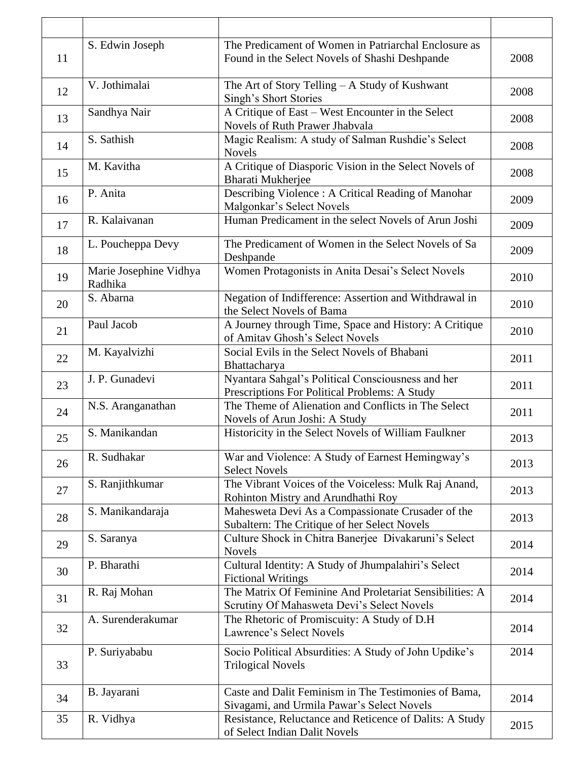| | | | |
|---|---|---|---|
| 11 | S. Edwin Joseph | The Predicament of Women in Patriarchal Enclosure as Found in the Select Novels of Shashi Deshpande | 2008 |
| 12 | V. Jothimalai | The Art of Story Telling – A Study of Kushwant Singh's Short Stories | 2008 |
| 13 | Sandhya Nair | A Critique of East – West Encounter in the Select Novels of Ruth Prawer Jhabvala | 2008 |
| 14 | S. Sathish | Magic Realism: A study of Salman Rushdie's Select Novels | 2008 |
| 15 | M. Kavitha | A Critique of Diasporic Vision in the Select Novels of Bharati Mukherjee | 2008 |
| 16 | P. Anita | Describing Violence : A Critical Reading of Manohar Malgonkar's Select Novels | 2009 |
| 17 | R. Kalaivanan | Human Predicament in the select Novels of Arun Joshi | 2009 |
| 18 | L. Poucheppa Devy | The Predicament of Women in the Select Novels of Sa Deshpande | 2009 |
| 19 | Marie Josephine Vidhya Radhika | Women Protagonists in Anita Desai's Select Novels | 2010 |
| 20 | S. Abarna | Negation of Indifference: Assertion and Withdrawal in the Select Novels of Bama | 2010 |
| 21 | Paul Jacob | A Journey through Time, Space and History: A Critique of Amitav Ghosh's Select Novels | 2010 |
| 22 | M. Kayalvizhi | Social Evils in the Select Novels of Bhabani Bhattacharya | 2011 |
| 23 | J. P. Gunadevi | Nyantara Sahgal's Political Consciousness and her Prescriptions For Political Problems: A Study | 2011 |
| 24 | N.S. Aranganathan | The Theme of Alienation and Conflicts in The Select Novels of Arun Joshi: A Study | 2011 |
| 25 | S. Manikandan | Historicity in the Select Novels of William Faulkner | 2013 |
| 26 | R. Sudhakar | War and Violence: A Study of Earnest Hemingway's Select Novels | 2013 |
| 27 | S. Ranjithkumar | The Vibrant Voices of the Voiceless: Mulk Raj Anand, Rohinton Mistry and Arundhathi Roy | 2013 |
| 28 | S. Manikandaraja | Mahesweta Devi As a Compassionate Crusader of the Subaltern: The Critique of her Select Novels | 2013 |
| 29 | S. Saranya | Culture Shock in Chitra Banerjee Divakaruni's Select Novels | 2014 |
| 30 | P. Bharathi | Cultural Identity: A Study of Jhumpalahiri's Select Fictional Writings | 2014 |
| 31 | R. Raj Mohan | The Matrix Of Feminine And Proletariat Sensibilities: A Scrutiny Of Mahasweta Devi's Select Novels | 2014 |
| 32 | A. Surenderakumar | The Rhetoric of Promiscuity: A Study of D.H Lawrence's Select Novels | 2014 |
| 33 | P. Suriyababu | Socio Political Absurdities: A Study of John Updike's Trilogical Novels | 2014 |
| 34 | B. Jayarani | Caste and Dalit Feminism in The Testimonies of Bama, Sivagami, and Urmila Pawar's Select Novels | 2014 |
| 35 | R. Vidhya | Resistance, Reluctance and Reticence of Dalits: A Study of Select Indian Dalit Novels | 2015 |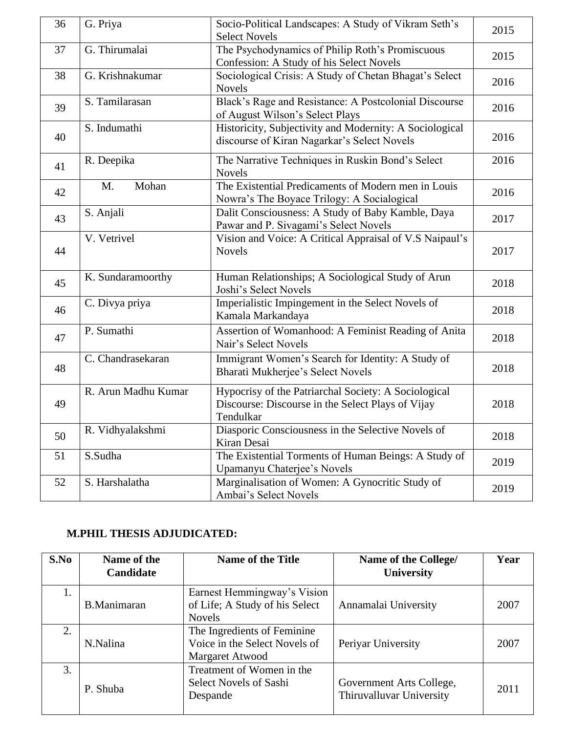| 36 | G. Priya | Socio-Political Landscapes: A Study of Vikram Seth's Select Novels | 2015 |
|---|---|---|---|
| 37 | G. Thirumalai | The Psychodynamics of Philip Roth's Promiscuous Confession: A Study of his Select Novels | 2015 |
| 38 | G. Krishnakumar | Sociological Crisis: A Study of Chetan Bhagat's Select Novels | 2016 |
| 39 | S. Tamilarasan | Black's Rage and Resistance: A Postcolonial Discourse of August Wilson's Select Plays | 2016 |
| 40 | S. Indumathi | Historicity, Subjectivity and Modernity: A Sociological discourse of Kiran Nagarkar's Select Novels | 2016 |
| 41 | R. Deepika | The Narrative Techniques in Ruskin Bond's Select Novels | 2016 |
| 42 | M. Mohan | The Existential Predicaments of Modern men in Louis Nowra's The Boyace Trilogy: A Socialogical | 2016 |
| 43 | S. Anjali | Dalit Consciousness: A Study of Baby Kamble, Daya Pawar and P. Sivagami's Select Novels | 2017 |
| 44 | V. Vetrivel | Vision and Voice: A Critical Appraisal of V.S Naipaul's Novels | 2017 |
| 45 | K. Sundaramoorthy | Human Relationships; A Sociological Study of Arun Joshi's Select Novels | 2018 |
| 46 | C. Divya priya | Imperialistic Impingement in the Select Novels of Kamala Markandaya | 2018 |
| 47 | P. Sumathi | Assertion of Womanhood: A Feminist Reading of Anita Nair's Select Novels | 2018 |
| 48 | C. Chandrasekaran | Immigrant Women's Search for Identity: A Study of Bharati Mukherjee's Select Novels | 2018 |
| 49 | R. Arun Madhu Kumar | Hypocrisy of the Patriarchal Society: A Sociological Discourse: Discourse in the Select Plays of Vijay Tendulkar | 2018 |
| 50 | R. Vidhyalakshmi | Diasporic Consciousness in the Selective Novels of Kiran Desai | 2018 |
| 51 | S.Sudha | The Existential Torments of Human Beings: A Study of Upamanyu Chaterjee's Novels | 2019 |
| 52 | S. Harshalatha | Marginalisation of Women: A Gynocritic Study of Ambai's Select Novels | 2019 |

**M.PHIL THESIS ADJUDICATED:**

| S.No | Name of the Candidate | Name of the Title | Name of the College/ University | Year |
|---|---|---|---|---|
| 1. | B.Manimaran | Earnest Hemmingway's Vision of Life; A Study of his Select Novels | Annamalai University | 2007 |
| 2. | N.Nalina | The Ingredients of Feminine Voice in the Select Novels of Margaret Atwood | Periyar University | 2007 |
| 3. | P. Shuba | Treatment of Women in the Select Novels of Sashi Despande | Government Arts College, Thiruvalluvar University | 2011 |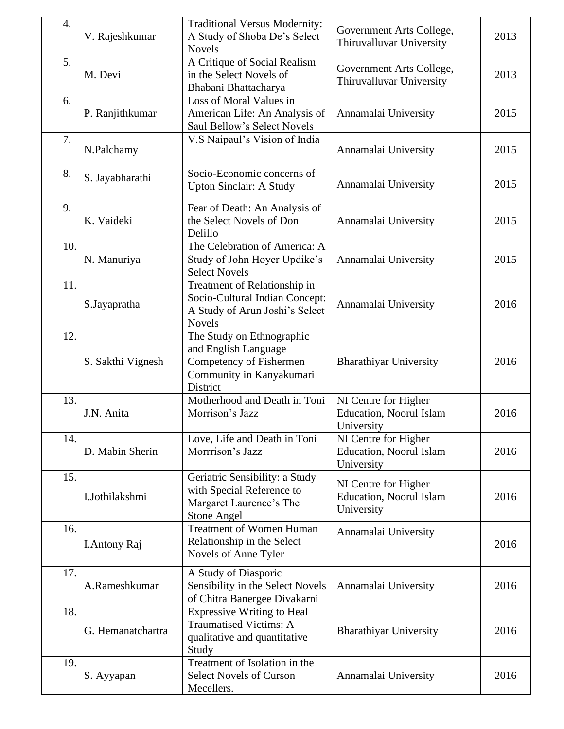| 4. | V. Rajeshkumar | Traditional Versus Modernity: A Study of Shoba De's Select Novels | Government Arts College, Thiruvalluvar University | 2013 |
|---|---|---|---|---|
| 5. | M. Devi | A Critique of Social Realism in the Select Novels of Bhabani Bhattacharya | Government Arts College, Thiruvalluvar University | 2013 |
| 6. | P. Ranjithkumar | Loss of Moral Values in American Life: An Analysis of Saul Bellow's Select Novels | Annamalai University | 2015 |
| 7. | N.Palchamy | V.S Naipaul's Vision of India | Annamalai University | 2015 |
| 8. | S. Jayabharathi | Socio-Economic concerns of Upton Sinclair: A Study | Annamalai University | 2015 |
| 9. | K. Vaideki | Fear of Death: An Analysis of the Select Novels of Don Delillo | Annamalai University | 2015 |
| 10. | N. Manuriya | The Celebration of America: A Study of John Hoyer Updike's Select Novels | Annamalai University | 2015 |
| 11. | S.Jayapratha | Treatment of Relationship in Socio-Cultural Indian Concept: A Study of Arun Joshi's Select Novels | Annamalai University | 2016 |
| 12. | S. Sakthi Vignesh | The Study on Ethnographic and English Language Competency of Fishermen Community in Kanyakumari District | Bharathiyar University | 2016 |
| 13. | J.N. Anita | Motherhood and Death in Toni Morrison's Jazz | NI Centre for Higher Education, Noorul Islam University | 2016 |
| 14. | D. Mabin Sherin | Love, Life and Death in Toni Morrrison's Jazz | NI Centre for Higher Education, Noorul Islam University | 2016 |
| 15. | I.Jothilakshmi | Geriatric Sensibility: a Study with Special Reference to Margaret Laurence's The Stone Angel | NI Centre for Higher Education, Noorul Islam University | 2016 |
| 16. | I.Antony Raj | Treatment of Women Human Relationship in the Select Novels of Anne Tyler | Annamalai University | 2016 |
| 17. | A.Rameshkumar | A Study of Diasporic Sensibility in the Select Novels of Chitra Banergee Divakarni | Annamalai University | 2016 |
| 18. | G. Hemanatchartra | Expressive Writing to Heal Traumatised Victims: A qualitative and quantitative Study | Bharathiyar University | 2016 |
| 19. | S. Ayyapan | Treatment of Isolation in the Select Novels of Curson Mecellers. | Annamalai University | 2016 |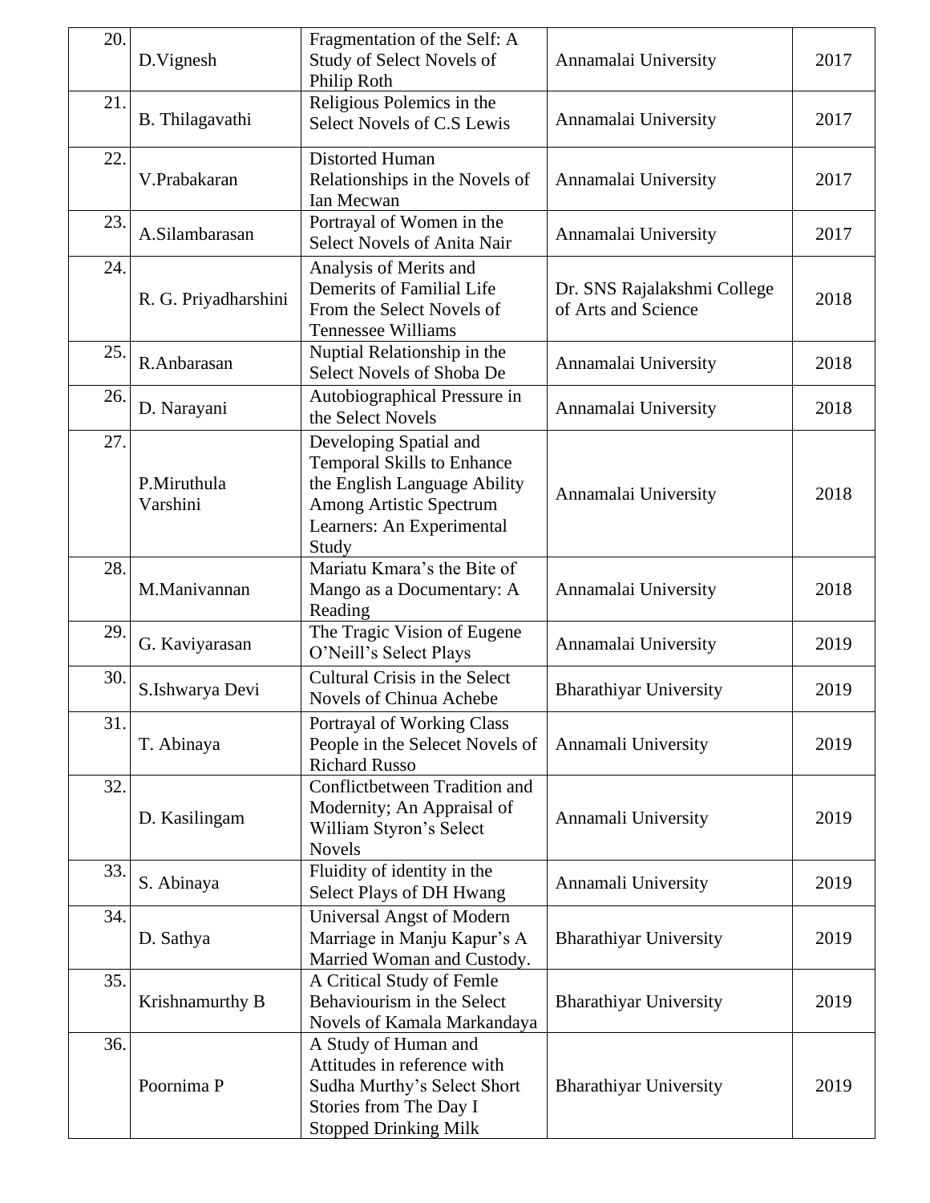| 20. | D.Vignesh | Fragmentation of the Self: A Study of Select Novels of Philip Roth | Annamalai University | 2017 |
|---|---|---|---|---|
| 21. | B. Thilagavathi | Religious Polemics in the Select Novels of C.S Lewis | Annamalai University | 2017 |
| 22. | V.Prabakaran | Distorted Human Relationships in the Novels of Ian Mecwan | Annamalai University | 2017 |
| 23. | A.Silambarasan | Portrayal of Women in the Select Novels of Anita Nair | Annamalai University | 2017 |
| 24. | R. G. Priyadharshini | Analysis of Merits and Demerits of Familial Life From the Select Novels of Tennessee Williams | Dr. SNS Rajalakshmi College of Arts and Science | 2018 |
| 25. | R.Anbarasan | Nuptial Relationship in the Select Novels of Shoba De | Annamalai University | 2018 |
| 26. | D. Narayani | Autobiographical Pressure in the Select Novels | Annamalai University | 2018 |
| 27. | P.Miruthula Varshini | Developing Spatial and Temporal Skills to Enhance the English Language Ability Among Artistic Spectrum Learners: An Experimental Study | Annamalai University | 2018 |
| 28. | M.Manivannan | Mariatu Kmara's the Bite of Mango as a Documentary: A Reading | Annamalai University | 2018 |
| 29. | G. Kaviyarasan | The Tragic Vision of Eugene O'Neill's Select Plays | Annamalai University | 2019 |
| 30. | S.Ishwarya Devi | Cultural Crisis in the Select Novels of Chinua Achebe | Bharathiyar University | 2019 |
| 31. | T. Abinaya | Portrayal of Working Class People in the Selecet Novels of Richard Russo | Annamali University | 2019 |
| 32. | D. Kasilingam | Conflictbetween Tradition and Modernity; An Appraisal of William Styron's Select Novels | Annamali University | 2019 |
| 33. | S. Abinaya | Fluidity of identity in the Select Plays of DH Hwang | Annamali University | 2019 |
| 34. | D. Sathya | Universal Angst of Modern Marriage in Manju Kapur's A Married Woman and Custody. | Bharathiyar University | 2019 |
| 35. | Krishnamurthy B | A Critical Study of Femle Behaviourism in the Select Novels of Kamala Markandaya | Bharathiyar University | 2019 |
| 36. | Poornima P | A Study of Human and Attitudes in reference with Sudha Murthy's Select Short Stories from The Day I Stopped Drinking Milk | Bharathiyar University | 2019 |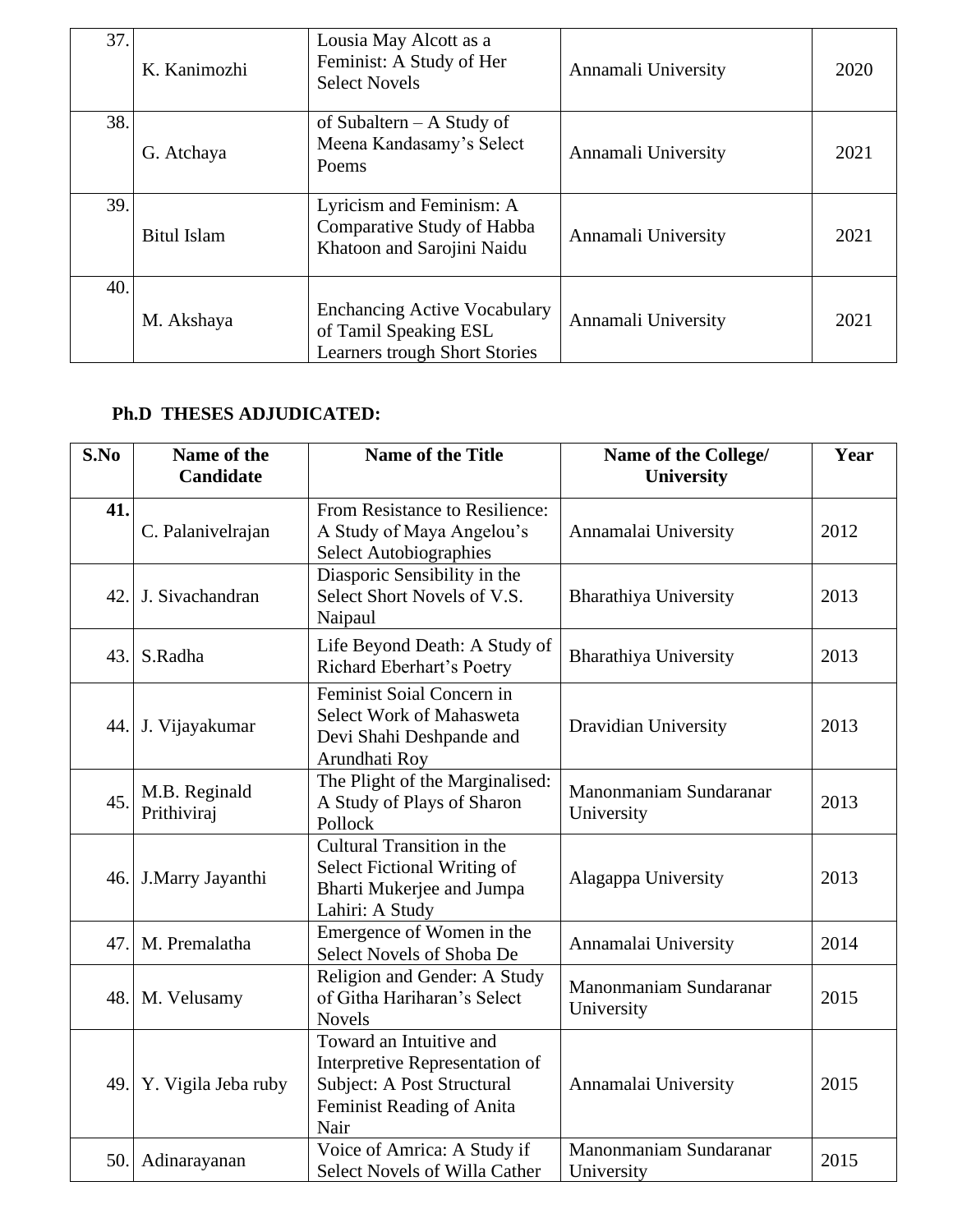| 37. | K. Kanimozhi | Lousia May Alcott as a Feminist: A Study of Her Select Novels | Annamali University | 2020 |
|---|---|---|---|---|
| 38. | G. Atchaya | of Subaltern – A Study of Meena Kandasamy's Select Poems | Annamali University | 2021 |
| 39. | Bitul Islam | Lyricism and Feminism: A Comparative Study of Habba Khatoon and Sarojini Naidu | Annamali University | 2021 |
| 40. | M. Akshaya | Enchancing Active Vocabulary of Tamil Speaking ESL Learners trough Short Stories | Annamali University | 2021 |

**Ph.D THESES ADJUDICATED:**

| S.No | Name of the Candidate | Name of the Title | Name of the College/ University | Year |
|---|---|---|---|---|
| **41.** | C. Palanivelrajan | From Resistance to Resilience: A Study of Maya Angelou's Select Autobiographies | Annamalai University | 2012 |
| 42. | J. Sivachandran | Diasporic Sensibility in the Select Short Novels of V.S. Naipaul | Bharathiya University | 2013 |
| 43. | S.Radha | Life Beyond Death: A Study of Richard Eberhart's Poetry | Bharathiya University | 2013 |
| 44. | J. Vijayakumar | Feminist Soial Concern in Select Work of Mahasweta Devi Shahi Deshpande and Arundhati Roy | Dravidian University | 2013 |
| 45. | M.B. Reginald Prithiviraj | The Plight of the Marginalised: A Study of Plays of Sharon Pollock | Manonmaniam Sundaranar University | 2013 |
| 46. | J.Marry Jayanthi | Cultural Transition in the Select Fictional Writing of Bharti Mukerjee and Jumpa Lahiri: A Study | Alagappa University | 2013 |
| 47. | M. Premalatha | Emergence of Women in the Select Novels of Shoba De | Annamalai University | 2014 |
| 48. | M. Velusamy | Religion and Gender: A Study of Githa Hariharan's Select Novels | Manonmaniam Sundaranar University | 2015 |
| 49. | Y. Vigila Jeba ruby | Toward an Intuitive and Interpretive Representation of Subject: A Post Structural Feminist Reading of Anita Nair | Annamalai University | 2015 |
| 50. | Adinarayanan | Voice of Amrica: A Study if Select Novels of Willa Cather | Manonmaniam Sundaranar University | 2015 |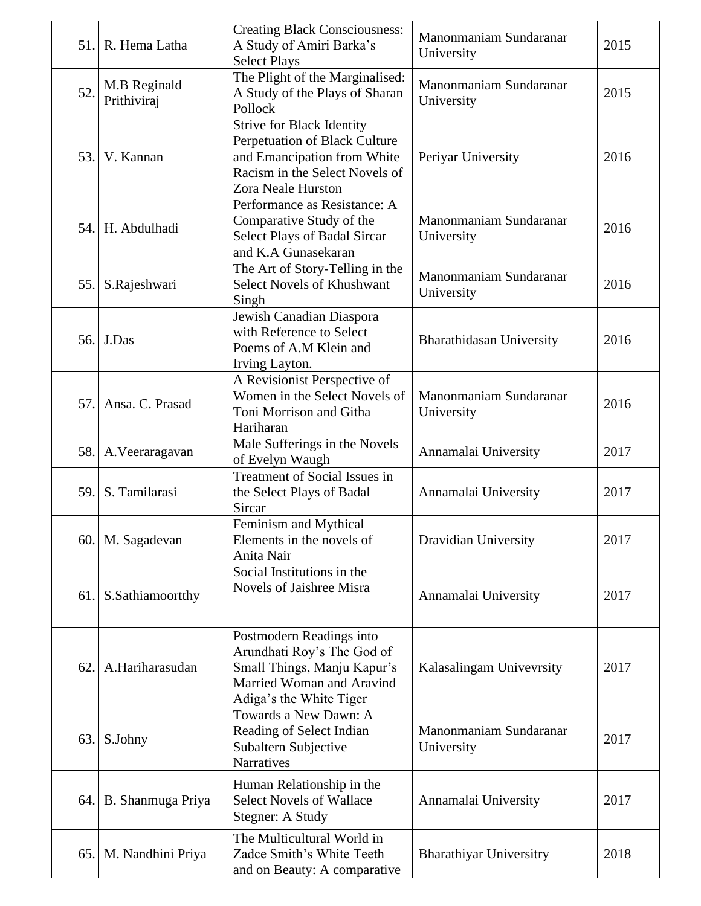| 51. | R. Hema Latha | Creating Black Consciousness: A Study of Amiri Barka's Select Plays | Manonmaniam Sundaranar University | 2015 |
|---|---|---|---|---|
| 52. | M.B Reginald Prithiviraj | The Plight of the Marginalised: A Study of the Plays of Sharan Pollock | Manonmaniam Sundaranar University | 2015 |
| 53. | V. Kannan | Strive for Black Identity Perpetuation of Black Culture and Emancipation from White Racism in the Select Novels of Zora Neale Hurston | Periyar University | 2016 |
| 54. | H. Abdulhadi | Performance as Resistance: A Comparative Study of the Select Plays of Badal Sircar and K.A Gunasekaran | Manonmaniam Sundaranar University | 2016 |
| 55. | S.Rajeshwari | The Art of Story-Telling in the Select Novels of Khushwant Singh | Manonmaniam Sundaranar University | 2016 |
| 56. | J.Das | Jewish Canadian Diaspora with Reference to Select Poems of A.M Klein and Irving Layton. | Bharathidasan University | 2016 |
| 57. | Ansa. C. Prasad | A Revisionist Perspective of Women in the Select Novels of Toni Morrison and Githa Hariharan | Manonmaniam Sundaranar University | 2016 |
| 58. | A.Veeraragavan | Male Sufferings in the Novels of Evelyn Waugh | Annamalai University | 2017 |
| 59. | S. Tamilarasi | Treatment of Social Issues in the Select Plays of Badal Sircar | Annamalai University | 2017 |
| 60. | M. Sagadevan | Feminism and Mythical Elements in the novels of Anita Nair | Dravidian University | 2017 |
| 61. | S.Sathiamoortthy | Social Institutions in the Novels of Jaishree Misra | Annamalai University | 2017 |
| 62. | A.Hariharasudan | Postmodern Readings into Arundhati Roy's The God of Small Things, Manju Kapur's Married Woman and Aravind Adiga's the White Tiger | Kalasalingam Univevrsity | 2017 |
| 63. | S.Johny | Towards a New Dawn: A Reading of Select Indian Subaltern Subjective Narratives | Manonmaniam Sundaranar University | 2017 |
| 64. | B. Shanmuga Priya | Human Relationship in the Select Novels of Wallace Stegner: A Study | Annamalai University | 2017 |
| 65. | M. Nandhini Priya | The Multicultural World in Zadce Smith's White Teeth and on Beauty: A comparative | Bharathiyar Universitry | 2018 |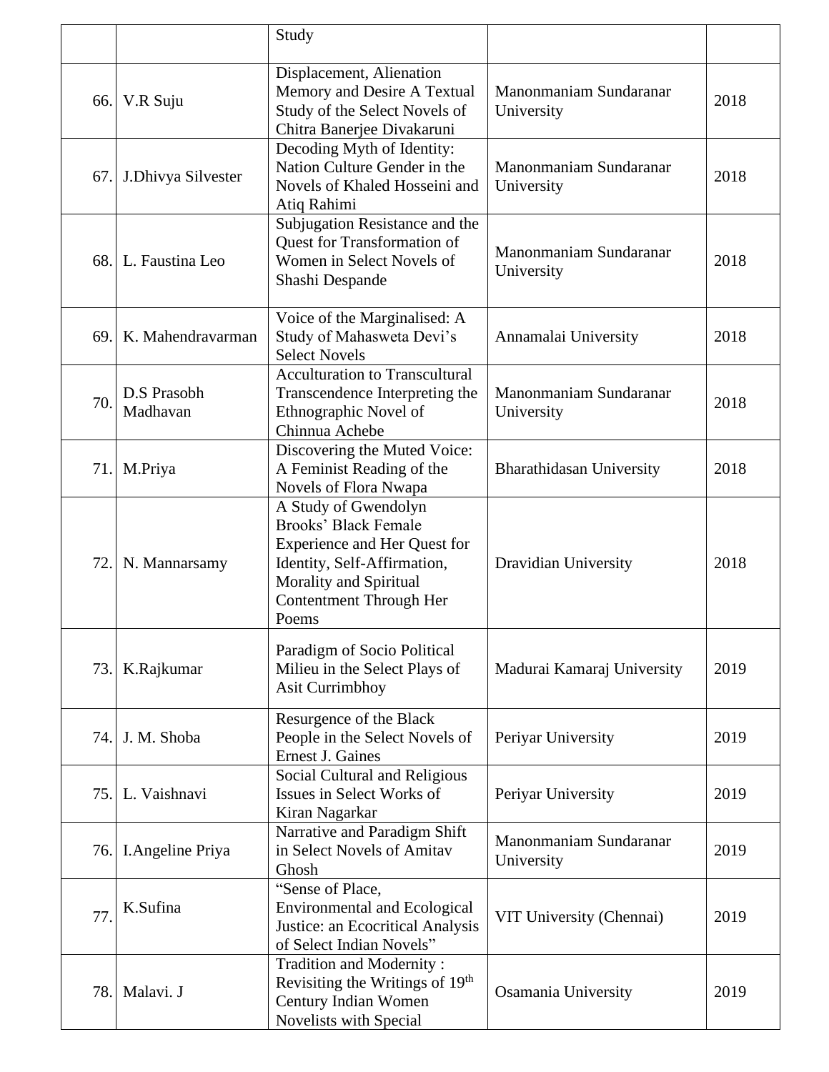| | | Study | | |
|---|---|---|---|---|
| 66. | V.R Suju | Displacement, Alienation Memory and Desire A Textual Study of the Select Novels of Chitra Banerjee Divakaruni | Manonmaniam Sundaranar University | 2018 |
| 67. | J.Dhivya Silvester | Decoding Myth of Identity: Nation Culture Gender in the Novels of Khaled Hosseini and Atiq Rahimi | Manonmaniam Sundaranar University | 2018 |
| 68. | L. Faustina Leo | Subjugation Resistance and the Quest for Transformation of Women in Select Novels of Shashi Despande | Manonmaniam Sundaranar University | 2018 |
| 69. | K. Mahendravarman | Voice of the Marginalised: A Study of Mahasweta Devi's Select Novels | Annamalai University | 2018 |
| 70. | D.S Prasobh Madhavan | Acculturation to Transcultural Transcendence Interpreting the Ethnographic Novel of Chinnua Achebe | Manonmaniam Sundaranar University | 2018 |
| 71. | M.Priya | Discovering the Muted Voice: A Feminist Reading of the Novels of Flora Nwapa | Bharathidasan University | 2018 |
| 72. | N. Mannarsamy | A Study of Gwendolyn Brooks' Black Female Experience and Her Quest for Identity, Self-Affirmation, Morality and Spiritual Contentment Through Her Poems | Dravidian University | 2018 |
| 73. | K.Rajkumar | Paradigm of Socio Political Milieu in the Select Plays of Asit Currimbhoy | Madurai Kamaraj University | 2019 |
| 74. | J. M. Shoba | Resurgence of the Black People in the Select Novels of Ernest J. Gaines | Periyar University | 2019 |
| 75. | L. Vaishnavi | Social Cultural and Religious Issues in Select Works of Kiran Nagarkar | Periyar University | 2019 |
| 76. | I.Angeline Priya | Narrative and Paradigm Shift in Select Novels of Amitav Ghosh | Manonmaniam Sundaranar University | 2019 |
| 77. | K.Sufina | "Sense of Place, Environmental and Ecological Justice: an Ecocritical Analysis of Select Indian Novels" | VIT University (Chennai) | 2019 |
| 78. | Malavi. J | Tradition and Modernity : Revisiting the Writings of 19th Century Indian Women Novelists with Special | Osamania University | 2019 |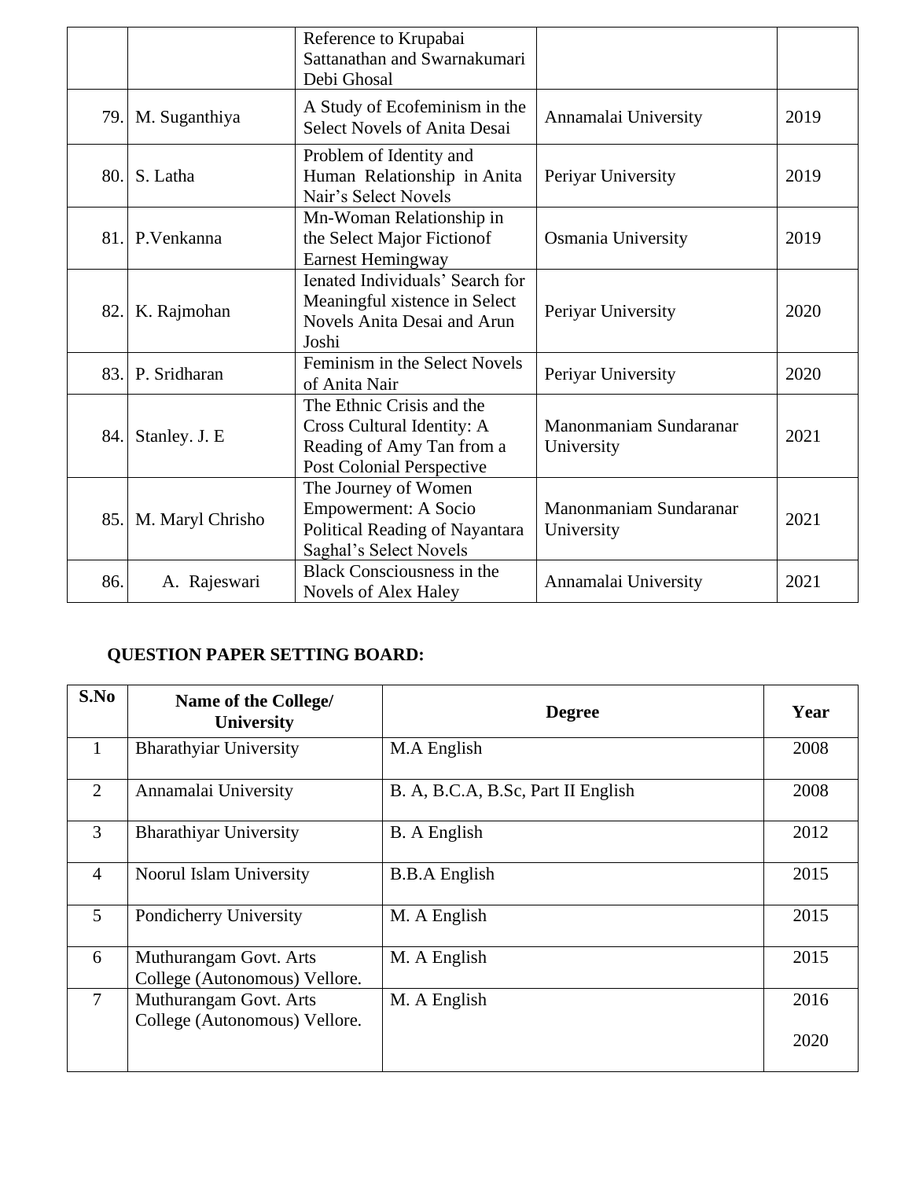|  |  | Reference to Krupabai Sattanathan and Swarnakumari Debi Ghosal |  |  |
|---|---|---|---|---|
| 79. | M. Suganthiya | A Study of Ecofeminism in the Select Novels of Anita Desai | Annamalai University | 2019 |
| 80. | S. Latha | Problem of Identity and Human Relationship in Anita Nair's Select Novels | Periyar University | 2019 |
| 81. | P.Venkanna | Mn-Woman Relationship in the Select Major Fictionof Earnest Hemingway | Osmania University | 2019 |
| 82. | K. Rajmohan | Ienated Individuals' Search for Meaningful xistence in Select Novels Anita Desai and Arun Joshi | Periyar University | 2020 |
| 83. | P. Sridharan | Feminism in the Select Novels of Anita Nair | Periyar University | 2020 |
| 84. | Stanley. J. E | The Ethnic Crisis and the Cross Cultural Identity: A Reading of Amy Tan from a Post Colonial Perspective | Manonmaniam Sundaranar University | 2021 |
| 85. | M. Maryl Chrisho | The Journey of Women Empowerment: A Socio Political Reading of Nayantara Saghal's Select Novels | Manonmaniam Sundaranar University | 2021 |
| 86. | A. Rajeswari | Black Consciousness in the Novels of Alex Haley | Annamalai University | 2021 |

**QUESTION PAPER SETTING BOARD:**

| S.No | Name of the College/ University | Degree | Year |
|---|---|---|---|
| 1 | Bharathyiar University | M.A English | 2008 |
| 2 | Annamalai University | B. A, B.C.A, B.Sc, Part II English | 2008 |
| 3 | Bharathiyar University | B. A English | 2012 |
| 4 | Noorul Islam University | B.B.A English | 2015 |
| 5 | Pondicherry University | M. A English | 2015 |
| 6 | Muthurangam Govt. Arts College (Autonomous) Vellore. | M. A English | 2015 |
| 7 | Muthurangam Govt. Arts College (Autonomous) Vellore. | M. A English | 2016<br>2020 |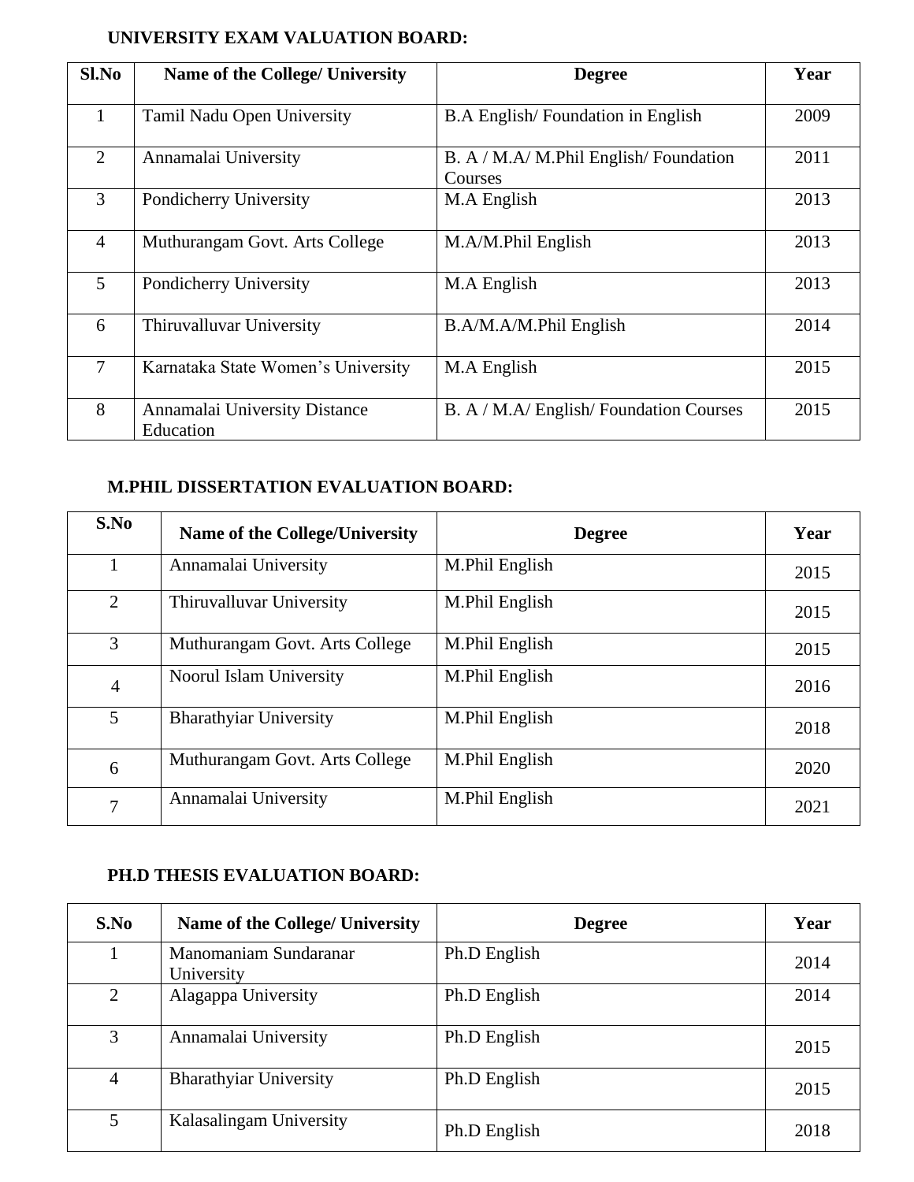**UNIVERSITY EXAM VALUATION BOARD:**

| Sl.No | Name of the College/ University | Degree | Year |
|---|---|---|---|
| 1 | Tamil Nadu Open University | B.A English/ Foundation in English | 2009 |
| 2 | Annamalai University | B. A / M.A/ M.Phil English/ Foundation Courses | 2011 |
| 3 | Pondicherry University | M.A English | 2013 |
| 4 | Muthurangam Govt. Arts College | M.A/M.Phil English | 2013 |
| 5 | Pondicherry University | M.A English | 2013 |
| 6 | Thiruvalluvar University | B.A/M.A/M.Phil English | 2014 |
| 7 | Karnataka State Women's University | M.A English | 2015 |
| 8 | Annamalai University Distance Education | B. A / M.A/ English/ Foundation Courses | 2015 |

**M.PHIL DISSERTATION EVALUATION BOARD:**

| S.No | Name of the College/University | Degree | Year |
|---|---|---|---|
| 1 | Annamalai University | M.Phil English | 2015 |
| 2 | Thiruvalluvar University | M.Phil English | 2015 |
| 3 | Muthurangam Govt. Arts College | M.Phil English | 2015 |
| 4 | Noorul Islam University | M.Phil English | 2016 |
| 5 | Bharathyiar University | M.Phil English | 2018 |
| 6 | Muthurangam Govt. Arts College | M.Phil English | 2020 |
| 7 | Annamalai University | M.Phil English | 2021 |

**PH.D THESIS EVALUATION BOARD:**

| S.No | Name of the College/ University | Degree | Year |
|---|---|---|---|
| 1 | Manomaniam Sundaranar University | Ph.D English | 2014 |
| 2 | Alagappa University | Ph.D English | 2014 |
| 3 | Annamalai University | Ph.D English | 2015 |
| 4 | Bharathyiar University | Ph.D English | 2015 |
| 5 | Kalasalingam University | Ph.D English | 2018 |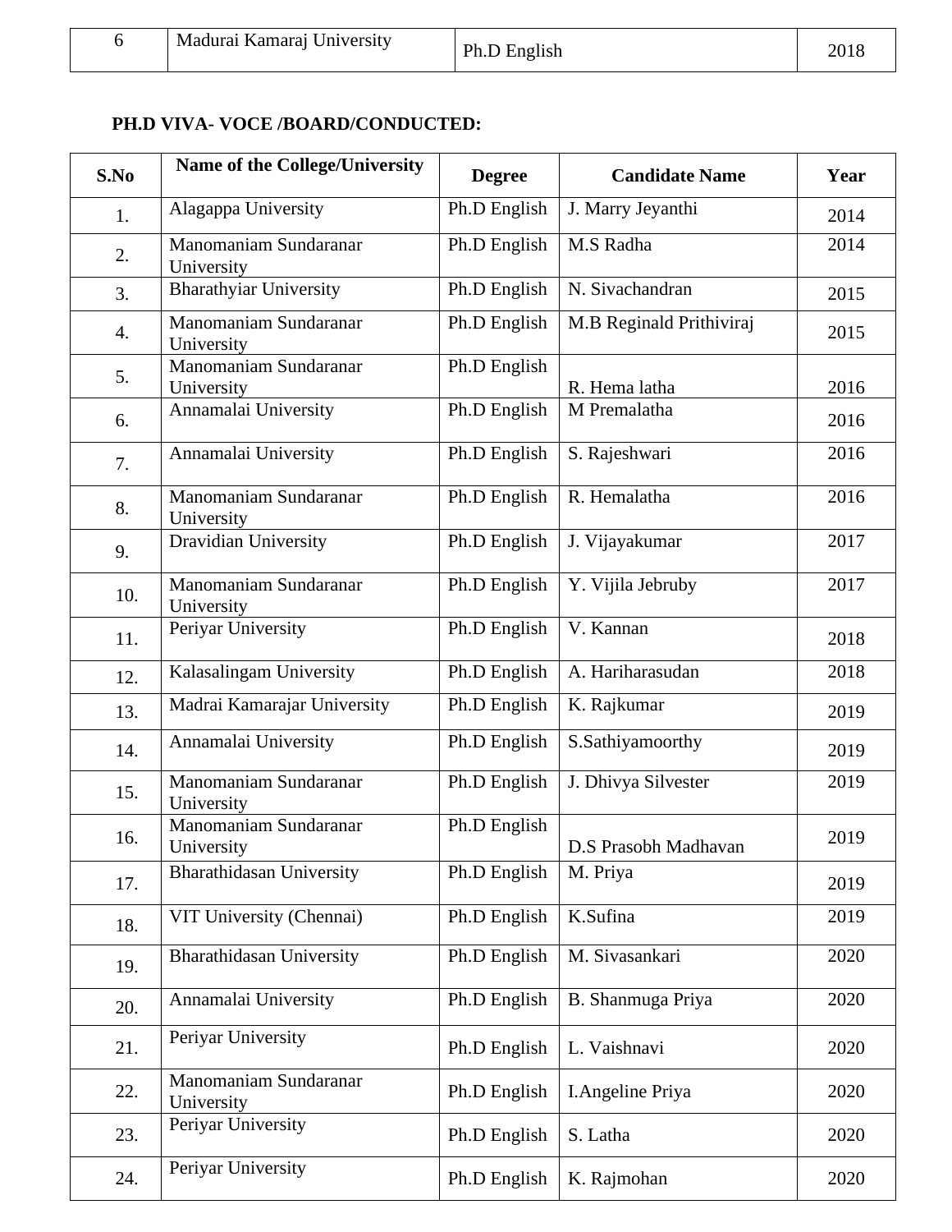| 6 | Madurai Kamaraj University | Ph.D English | 2018 |
|---|---|---|---|

**PH.D VIVA- VOCE /BOARD/CONDUCTED:**

| S.No | Name of the College/University | Degree | Candidate Name | Year |
|---|---|---|---|---|
| 1. | Alagappa University | Ph.D English | J. Marry Jeyanthi | 2014 |
| 2. | Manomaniam Sundaranar University | Ph.D English | M.S Radha | 2014 |
| 3. | Bharathyiar University | Ph.D English | N. Sivachandran | 2015 |
| 4. | Manomaniam Sundaranar University | Ph.D English | M.B Reginald Prithiviraj | 2015 |
| 5. | Manomaniam Sundaranar University | Ph.D English | R. Hema latha | 2016 |
| 6. | Annamalai University | Ph.D English | M Premalatha | 2016 |
| 7. | Annamalai University | Ph.D English | S. Rajeshwari | 2016 |
| 8. | Manomaniam Sundaranar University | Ph.D English | R. Hemalatha | 2016 |
| 9. | Dravidian University | Ph.D English | J. Vijayakumar | 2017 |
| 10. | Manomaniam Sundaranar University | Ph.D English | Y. Vijila Jebruby | 2017 |
| 11. | Periyar University | Ph.D English | V. Kannan | 2018 |
| 12. | Kalasalingam University | Ph.D English | A. Hariharasudan | 2018 |
| 13. | Madrai Kamarajar University | Ph.D English | K. Rajkumar | 2019 |
| 14. | Annamalai University | Ph.D English | S.Sathiyamoorthy | 2019 |
| 15. | Manomaniam Sundaranar University | Ph.D English | J. Dhivya Silvester | 2019 |
| 16. | Manomaniam Sundaranar University | Ph.D English | D.S Prasobh Madhavan | 2019 |
| 17. | Bharathidasan University | Ph.D English | M. Priya | 2019 |
| 18. | VIT University (Chennai) | Ph.D English | K.Sufina | 2019 |
| 19. | Bharathidasan University | Ph.D English | M. Sivasankari | 2020 |
| 20. | Annamalai University | Ph.D English | B. Shanmuga Priya | 2020 |
| 21. | Periyar University | Ph.D English | L. Vaishnavi | 2020 |
| 22. | Manomaniam Sundaranar University | Ph.D English | I.Angeline Priya | 2020 |
| 23. | Periyar University | Ph.D English | S. Latha | 2020 |
| 24. | Periyar University | Ph.D English | K. Rajmohan | 2020 |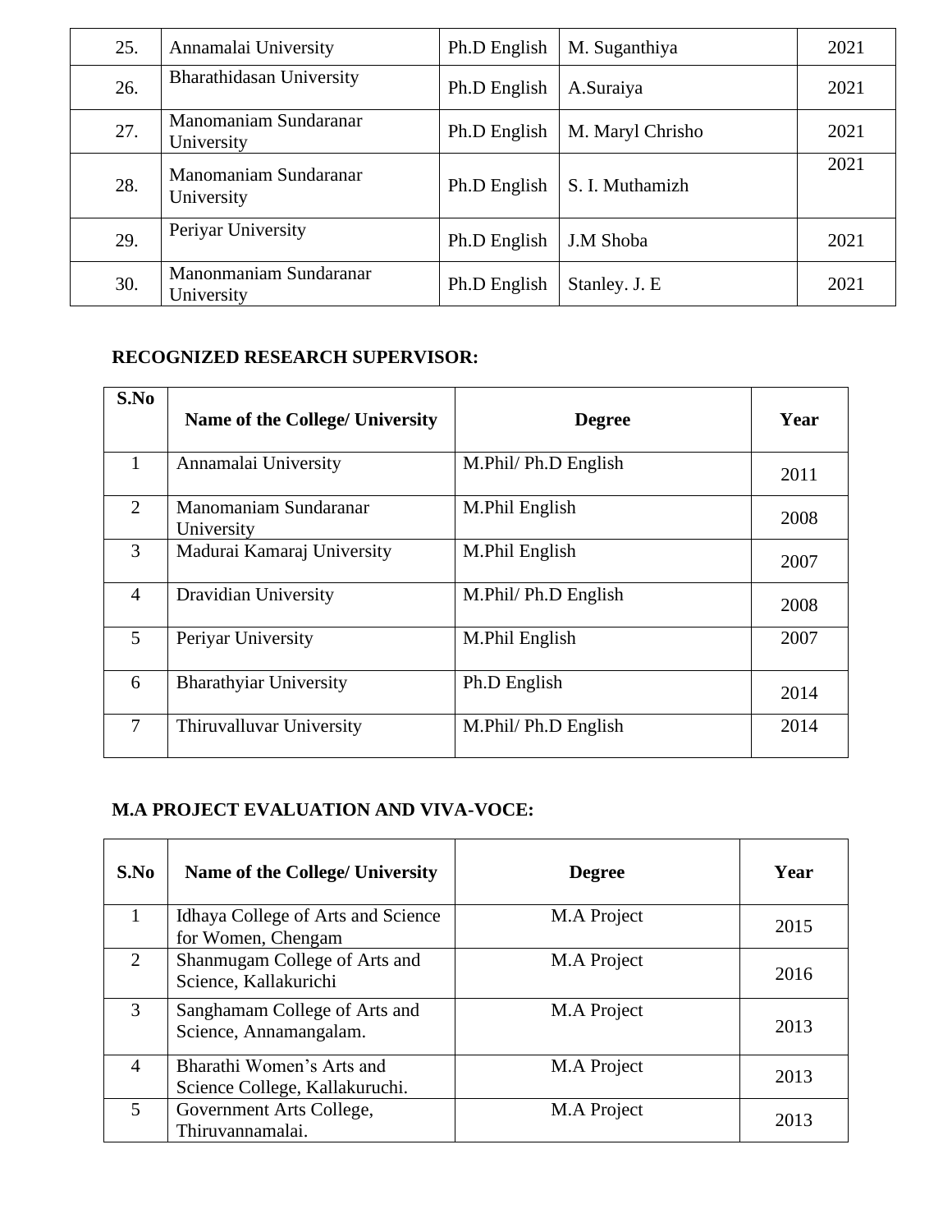| 25. | Annamalai University | Ph.D English | M. Suganthiya | 2021 |
|---|---|---|---|---|
| 26. | Bharathidasan University | Ph.D English | A.Suraiya | 2021 |
| 27. | Manomaniam Sundaranar University | Ph.D English | M. Maryl Chrisho | 2021 |
| 28. | Manomaniam Sundaranar University | Ph.D English | S. I. Muthamizh | 2021 |
| 29. | Periyar University | Ph.D English | J.M Shoba | 2021 |
| 30. | Manonmaniam Sundaranar University | Ph.D English | Stanley. J. E | 2021 |

**RECOGNIZED RESEARCH SUPERVISOR:**

| S.No | Name of the College/ University | Degree | Year |
|---|---|---|---|
| 1 | Annamalai University | M.Phil/ Ph.D English | 2011 |
| 2 | Manomaniam Sundaranar University | M.Phil English | 2008 |
| 3 | Madurai Kamaraj University | M.Phil English | 2007 |
| 4 | Dravidian University | M.Phil/ Ph.D English | 2008 |
| 5 | Periyar University | M.Phil English | 2007 |
| 6 | Bharathyiar University | Ph.D English | 2014 |
| 7 | Thiruvalluvar University | M.Phil/ Ph.D English | 2014 |

**M.A PROJECT EVALUATION AND VIVA-VOCE:**

| S.No | Name of the College/ University | Degree | Year |
|---|---|---|---|
| 1 | Idhaya College of Arts and Science for Women, Chengam | M.A Project | 2015 |
| 2 | Shanmugam College of Arts and Science, Kallakurichi | M.A Project | 2016 |
| 3 | Sanghamam College of Arts and Science, Annamangalam. | M.A Project | 2013 |
| 4 | Bharathi Women's Arts and Science College, Kallakuruchi. | M.A Project | 2013 |
| 5 | Government Arts College, Thiruvannamalai. | M.A Project | 2013 |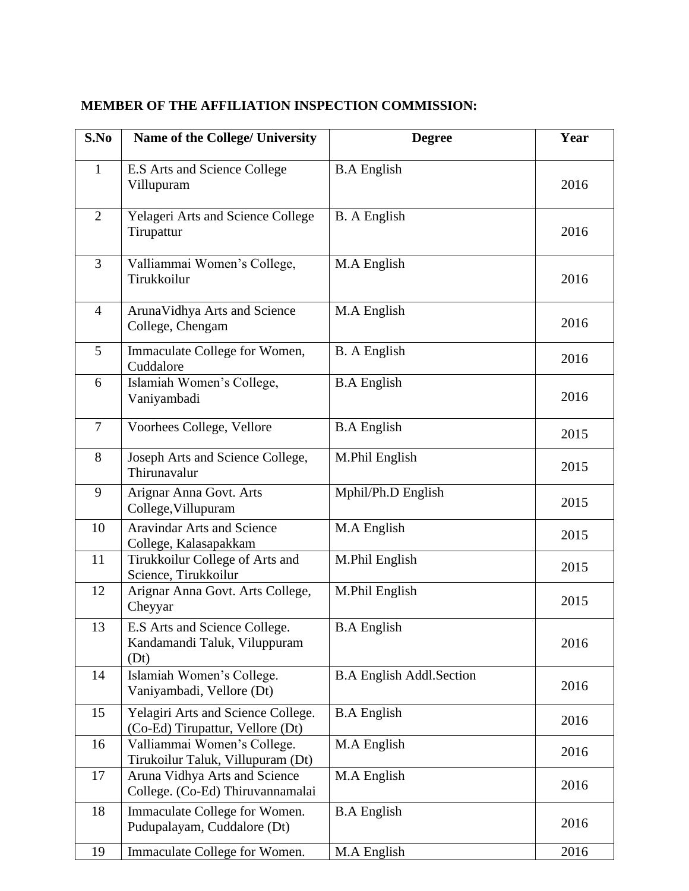**MEMBER OF THE AFFILIATION INSPECTION COMMISSION:**

| S.No | Name of the College/ University | Degree | Year |
|---|---|---|---|
| 1 | E.S Arts and Science College Villupuram | B.A English | 2016 |
| 2 | Yelageri Arts and Science College Tirupattur | B. A English | 2016 |
| 3 | Valliammai Women's College, Tirukkoilur | M.A English | 2016 |
| 4 | ArunaVidhya Arts and Science College, Chengam | M.A English | 2016 |
| 5 | Immaculate College for Women, Cuddalore | B. A English | 2016 |
| 6 | Islamiah Women's College, Vaniyambadi | B.A English | 2016 |
| 7 | Voorhees College, Vellore | B.A English | 2015 |
| 8 | Joseph Arts and Science College, Thirunavalur | M.Phil English | 2015 |
| 9 | Arignar Anna Govt. Arts College,Villupuram | Mphil/Ph.D English | 2015 |
| 10 | Aravindar Arts and Science College, Kalasapakkam | M.A English | 2015 |
| 11 | Tirukkoilur College of Arts and Science, Tirukkoilur | M.Phil English | 2015 |
| 12 | Arignar Anna Govt. Arts College, Cheyyar | M.Phil English | 2015 |
| 13 | E.S Arts and Science College. Kandamandi Taluk, Viluppuram (Dt) | B.A English | 2016 |
| 14 | Islamiah Women's College. Vaniyambadi, Vellore (Dt) | B.A English Addl.Section | 2016 |
| 15 | Yelagiri Arts and Science College. (Co-Ed) Tirupattur, Vellore (Dt) | B.A English | 2016 |
| 16 | Valliammai Women's College. Tirukoilur Taluk, Villupuram (Dt) | M.A English | 2016 |
| 17 | Aruna Vidhya Arts and Science College. (Co-Ed) Thiruvannamalai | M.A English | 2016 |
| 18 | Immaculate College for Women. Pudupalayam, Cuddalore (Dt) | B.A English | 2016 |
| 19 | Immaculate College for Women. | M.A English | 2016 |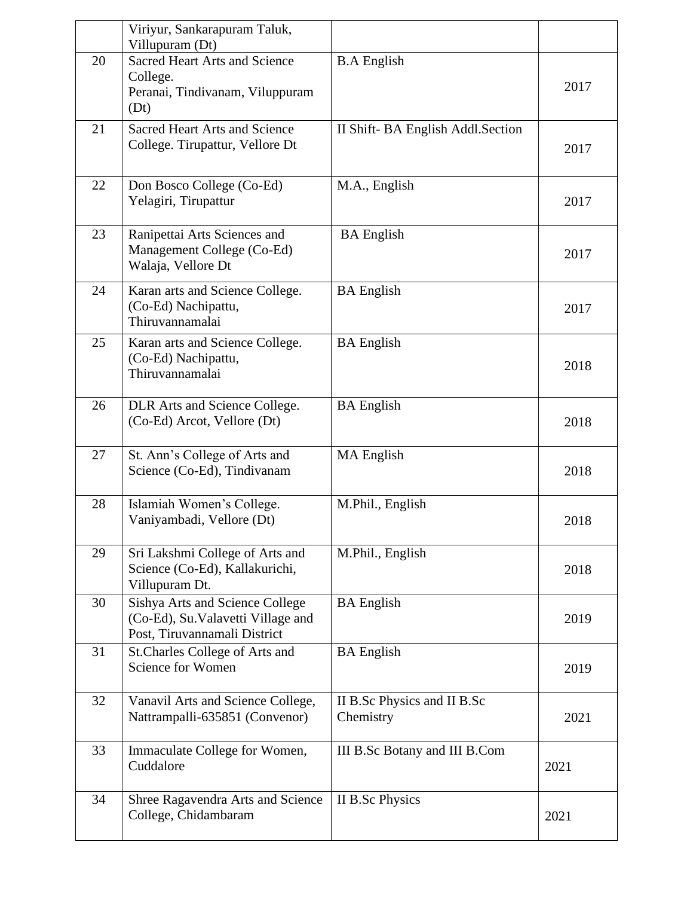| | | | |
|---|---|---|---|
| | Viriyur, Sankarapuram Taluk, Villupuram (Dt) | | |
| 20 | Sacred Heart Arts and Science College. Peranai, Tindivanam, Viluppuram (Dt) | B.A English | 2017 |
| 21 | Sacred Heart Arts and Science College. Tirupattur, Vellore Dt | II Shift- BA English Addl.Section | 2017 |
| 22 | Don Bosco College (Co-Ed) Yelagiri, Tirupattur | M.A., English | 2017 |
| 23 | Ranipettai Arts Sciences and Management College (Co-Ed) Walaja, Vellore Dt | BA English | 2017 |
| 24 | Karan arts and Science College. (Co-Ed) Nachipattu, Thiruvannamalai | BA English | 2017 |
| 25 | Karan arts and Science College. (Co-Ed) Nachipattu, Thiruvannamalai | BA English | 2018 |
| 26 | DLR Arts and Science College. (Co-Ed) Arcot, Vellore (Dt) | BA English | 2018 |
| 27 | St. Ann's College of Arts and Science (Co-Ed), Tindivanam | MA English | 2018 |
| 28 | Islamiah Women's College. Vaniyambadi, Vellore (Dt) | M.Phil., English | 2018 |
| 29 | Sri Lakshmi College of Arts and Science (Co-Ed), Kallakurichi, Villupuram Dt. | M.Phil., English | 2018 |
| 30 | Sishya Arts and Science College (Co-Ed), Su.Valavetti Village and Post, Tiruvannamali District | BA English | 2019 |
| 31 | St.Charles College of Arts and Science for Women | BA English | 2019 |
| 32 | Vanavil Arts and Science College, Nattrampalli-635851 (Convenor) | II B.Sc Physics and II B.Sc Chemistry | 2021 |
| 33 | Immaculate College for Women, Cuddalore | III B.Sc Botany and III B.Com | 2021 |
| 34 | Shree Ragavendra Arts and Science College, Chidambaram | II B.Sc Physics | 2021 |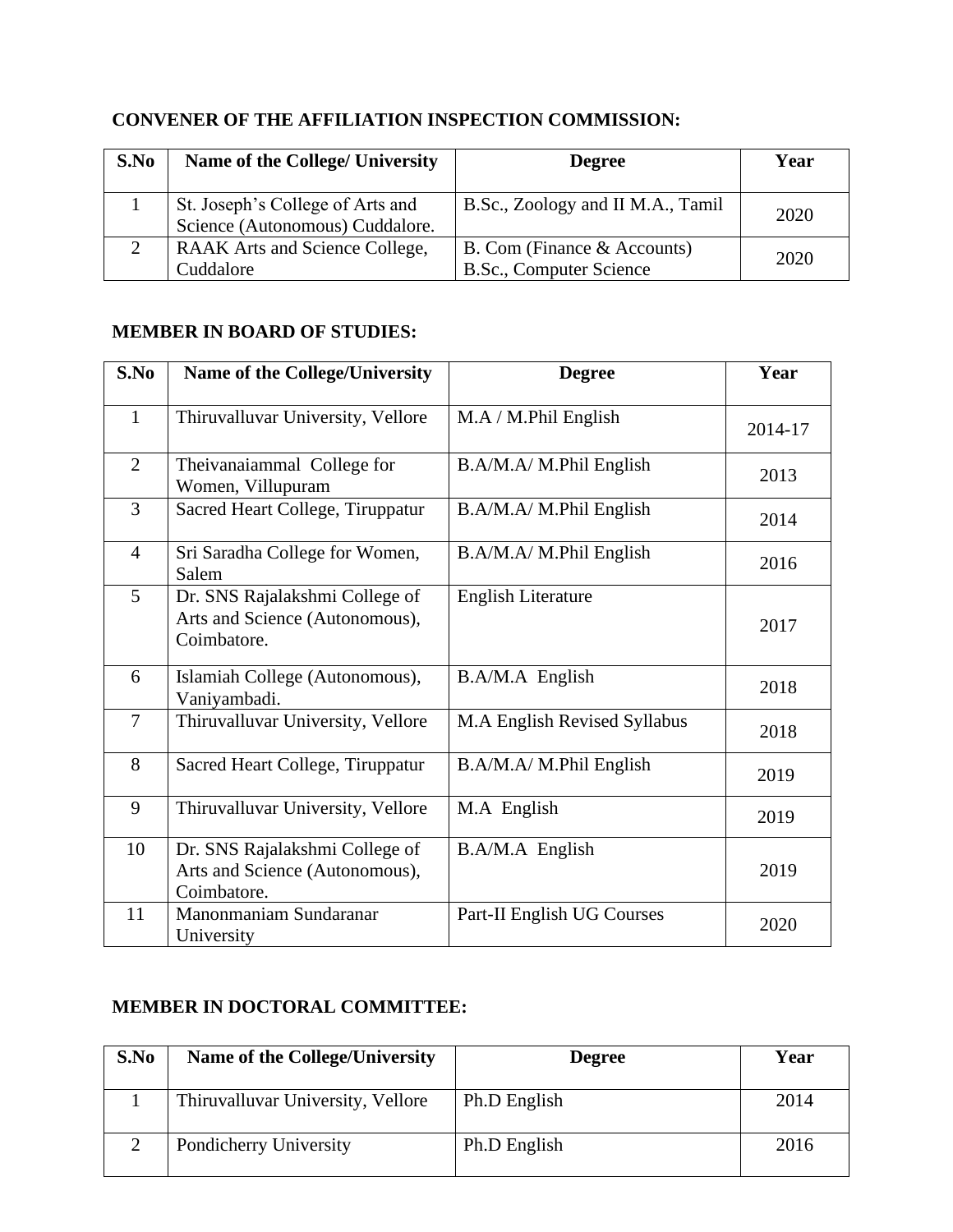**CONVENER OF THE AFFILIATION INSPECTION COMMISSION:**

| S.No | Name of the College/ University | Degree | Year |
|---|---|---|---|
| 1 | St. Joseph's College of Arts and Science (Autonomous) Cuddalore. | B.Sc., Zoology and II M.A., Tamil | 2020 |
| 2 | RAAK Arts and Science College, Cuddalore | B. Com (Finance & Accounts) B.Sc., Computer Science | 2020 |

**MEMBER IN BOARD OF STUDIES:**

| S.No | Name of the College/University | Degree | Year |
|---|---|---|---|
| 1 | Thiruvalluvar University, Vellore | M.A / M.Phil English | 2014-17 |
| 2 | Theivanaiammal College for Women, Villupuram | B.A/M.A/ M.Phil English | 2013 |
| 3 | Sacred Heart College, Tiruppatur | B.A/M.A/ M.Phil English | 2014 |
| 4 | Sri Saradha College for Women, Salem | B.A/M.A/ M.Phil English | 2016 |
| 5 | Dr. SNS Rajalakshmi College of Arts and Science (Autonomous), Coimbatore. | English Literature | 2017 |
| 6 | Islamiah College (Autonomous), Vaniyambadi. | B.A/M.A English | 2018 |
| 7 | Thiruvalluvar University, Vellore | M.A English Revised Syllabus | 2018 |
| 8 | Sacred Heart College, Tiruppatur | B.A/M.A/ M.Phil English | 2019 |
| 9 | Thiruvalluvar University, Vellore | M.A English | 2019 |
| 10 | Dr. SNS Rajalakshmi College of Arts and Science (Autonomous), Coimbatore. | B.A/M.A English | 2019 |
| 11 | Manonmaniam Sundaranar University | Part-II English UG Courses | 2020 |

**MEMBER IN DOCTORAL COMMITTEE:**

| S.No | Name of the College/University | Degree | Year |
|---|---|---|---|
| 1 | Thiruvalluvar University, Vellore | Ph.D English | 2014 |
| 2 | Pondicherry University | Ph.D English | 2016 |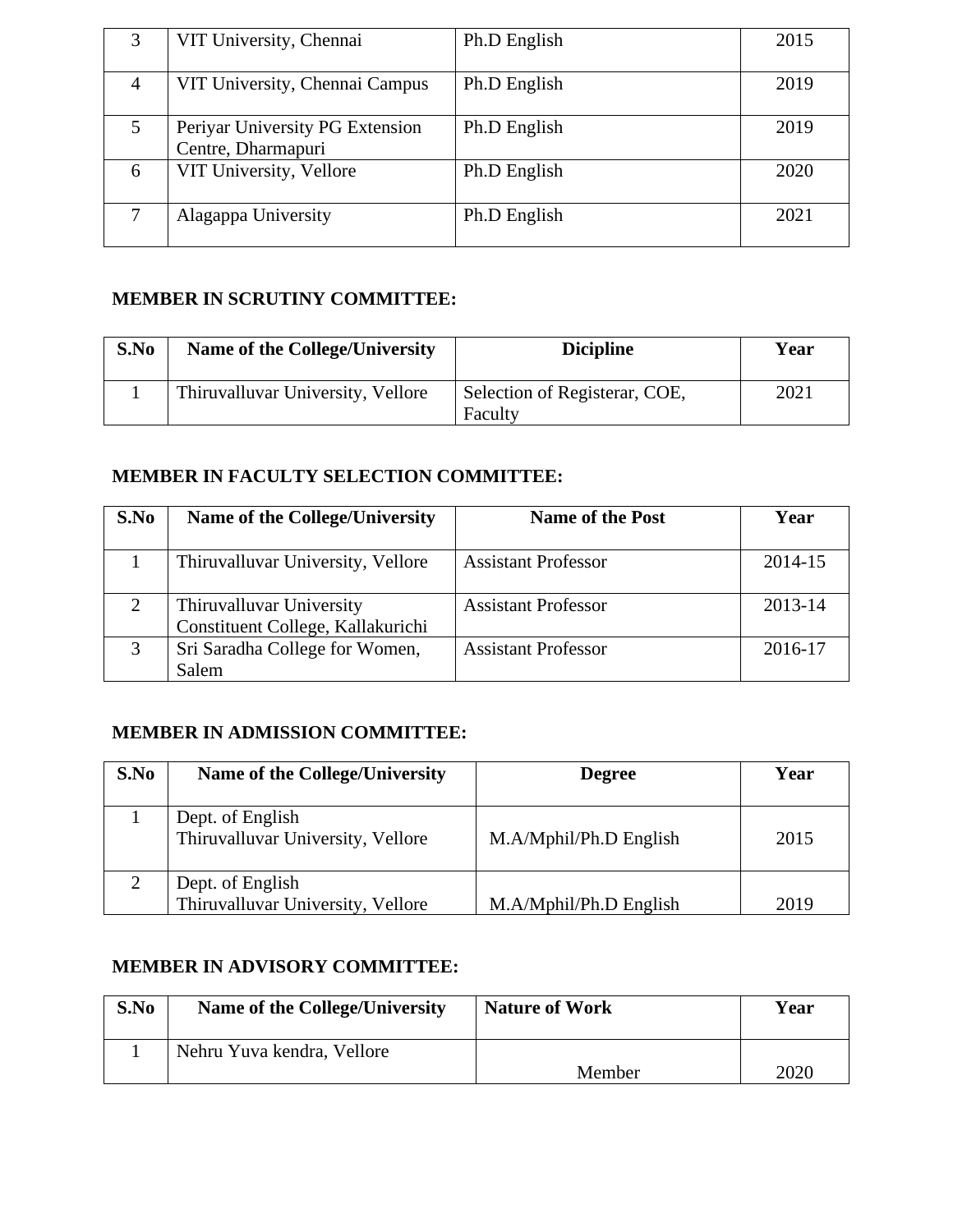| 3 | VIT University, Chennai | Ph.D English | 2015 |
|---|---|---|---|
| 4 | VIT University, Chennai Campus | Ph.D English | 2019 |
| 5 | Periyar University PG Extension Centre, Dharmapuri | Ph.D English | 2019 |
| 6 | VIT University, Vellore | Ph.D English | 2020 |
| 7 | Alagappa University | Ph.D English | 2021 |

**MEMBER IN SCRUTINY COMMITTEE:**

| S.No | Name of the College/University | Dicipline | Year |
|---|---|---|---|
| 1 | Thiruvalluvar University, Vellore | Selection of Registerar, COE, Faculty | 2021 |

**MEMBER IN FACULTY SELECTION COMMITTEE:**

| S.No | Name of the College/University | Name of the Post | Year |
|---|---|---|---|
| 1 | Thiruvalluvar University, Vellore | Assistant Professor | 2014-15 |
| 2 | Thiruvalluvar University Constituent College, Kallakurichi | Assistant Professor | 2013-14 |
| 3 | Sri Saradha College for Women, Salem | Assistant Professor | 2016-17 |

**MEMBER IN ADMISSION COMMITTEE:**

| S.No | Name of the College/University | Degree | Year |
|---|---|---|---|
| 1 | Dept. of English Thiruvalluvar University, Vellore | M.A/Mphil/Ph.D English | 2015 |
| 2 | Dept. of English Thiruvalluvar University, Vellore | M.A/Mphil/Ph.D English | 2019 |

**MEMBER IN ADVISORY COMMITTEE:**

| S.No | Name of the College/University | Nature of Work | Year |
|---|---|---|---|
| 1 | Nehru Yuva kendra, Vellore | Member | 2020 |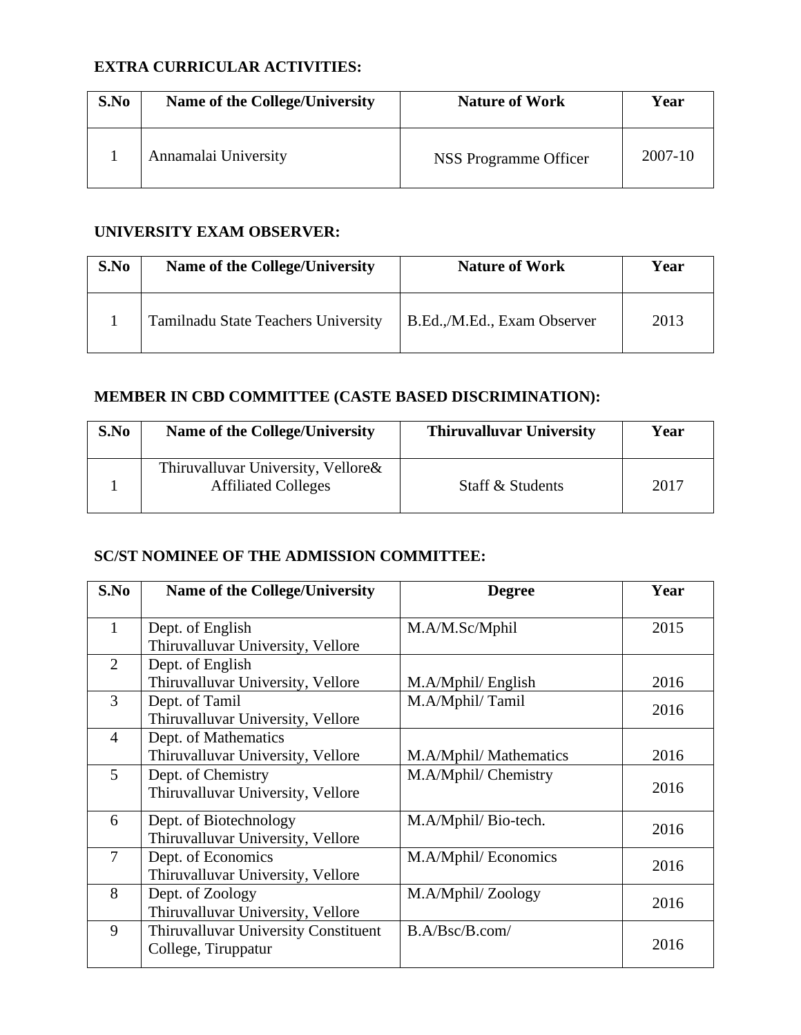**EXTRA CURRICULAR ACTIVITIES:**

| S.No | Name of the College/University | Nature of Work | Year |
|---|---|---|---|
| 1 | Annamalai University | NSS Programme Officer | 2007-10 |

**UNIVERSITY EXAM OBSERVER:**

| S.No | Name of the College/University | Nature of Work | Year |
|---|---|---|---|
| 1 | Tamilnadu State Teachers University | B.Ed.,/M.Ed., Exam Observer | 2013 |

**MEMBER IN CBD COMMITTEE (CASTE BASED DISCRIMINATION):**

| S.No | Name of the College/University | Thiruvalluvar University | Year |
|---|---|---|---|
| 1 | Thiruvalluvar University, Vellore& Affiliated Colleges | Staff & Students | 2017 |

**SC/ST NOMINEE OF THE ADMISSION COMMITTEE:**

| S.No | Name of the College/University | Degree | Year |
|---|---|---|---|
| 1 | Dept. of English Thiruvalluvar University, Vellore | M.A/M.Sc/Mphil | 2015 |
| 2 | Dept. of English Thiruvalluvar University, Vellore | M.A/Mphil/ English | 2016 |
| 3 | Dept. of Tamil Thiruvalluvar University, Vellore | M.A/Mphil/ Tamil | 2016 |
| 4 | Dept. of Mathematics Thiruvalluvar University, Vellore | M.A/Mphil/ Mathematics | 2016 |
| 5 | Dept. of Chemistry Thiruvalluvar University, Vellore | M.A/Mphil/ Chemistry | 2016 |
| 6 | Dept. of Biotechnology Thiruvalluvar University, Vellore | M.A/Mphil/ Bio-tech. | 2016 |
| 7 | Dept. of Economics Thiruvalluvar University, Vellore | M.A/Mphil/ Economics | 2016 |
| 8 | Dept. of Zoology Thiruvalluvar University, Vellore | M.A/Mphil/ Zoology | 2016 |
| 9 | Thiruvalluvar University Constituent College, Tiruppatur | B.A/Bsc/B.com/ | 2016 |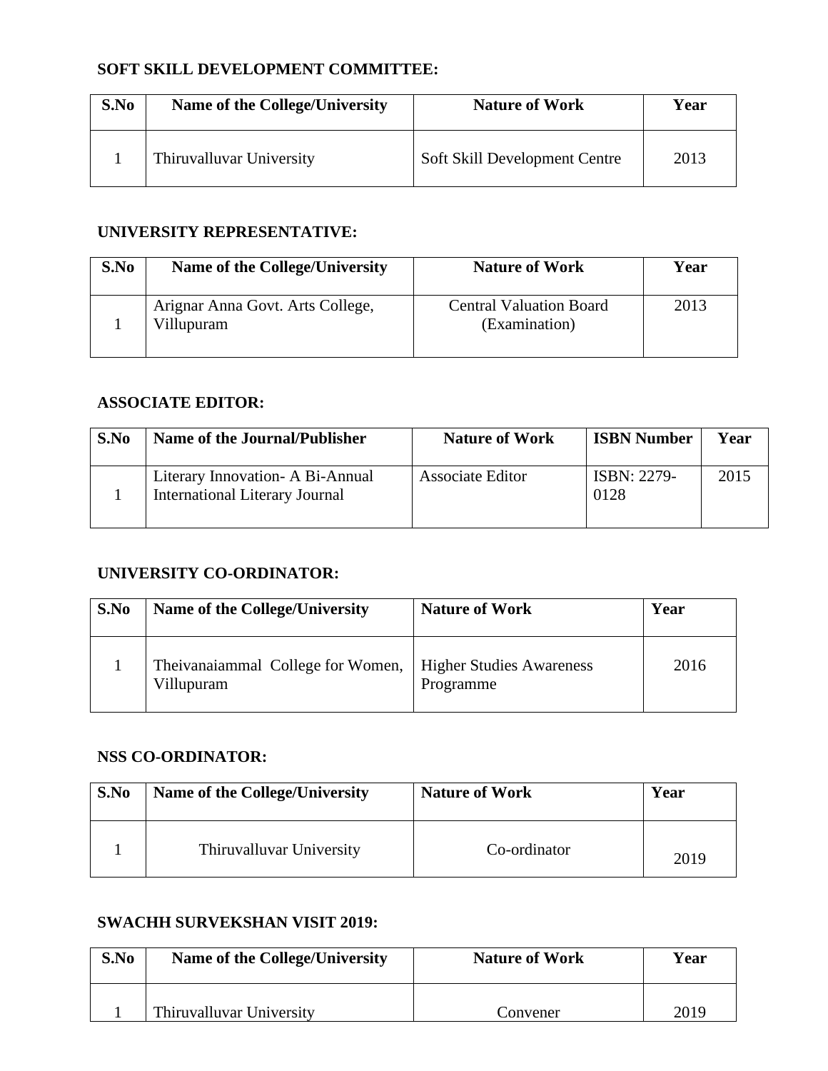**SOFT SKILL DEVELOPMENT COMMITTEE:**

| S.No | Name of the College/University | Nature of Work | Year |
|---|---|---|---|
| 1 | Thiruvalluvar University | Soft Skill Development Centre | 2013 |

**UNIVERSITY REPRESENTATIVE:**

| S.No | Name of the College/University | Nature of Work | Year |
|---|---|---|---|
| 1 | Arignar Anna Govt. Arts College, Villupuram | Central Valuation Board (Examination) | 2013 |

**ASSOCIATE EDITOR:**

| S.No | Name of the Journal/Publisher | Nature of Work | ISBN Number | Year |
|---|---|---|---|---|
| 1 | Literary Innovation- A Bi-Annual International Literary Journal | Associate Editor | ISBN: 2279-0128 | 2015 |

**UNIVERSITY CO-ORDINATOR:**

| S.No | Name of the College/University | Nature of Work | Year |
|---|---|---|---|
| 1 | Theivanaiammal College for Women, Villupuram | Higher Studies Awareness Programme | 2016 |

**NSS CO-ORDINATOR:**

| S.No | Name of the College/University | Nature of Work | Year |
|---|---|---|---|
| 1 | Thiruvalluvar University | Co-ordinator | 2019 |

**SWACHH SURVEKSHAN VISIT 2019:**

| S.No | Name of the College/University | Nature of Work | Year |
|---|---|---|---|
| 1 | Thiruvalluvar University | Convener | 2019 |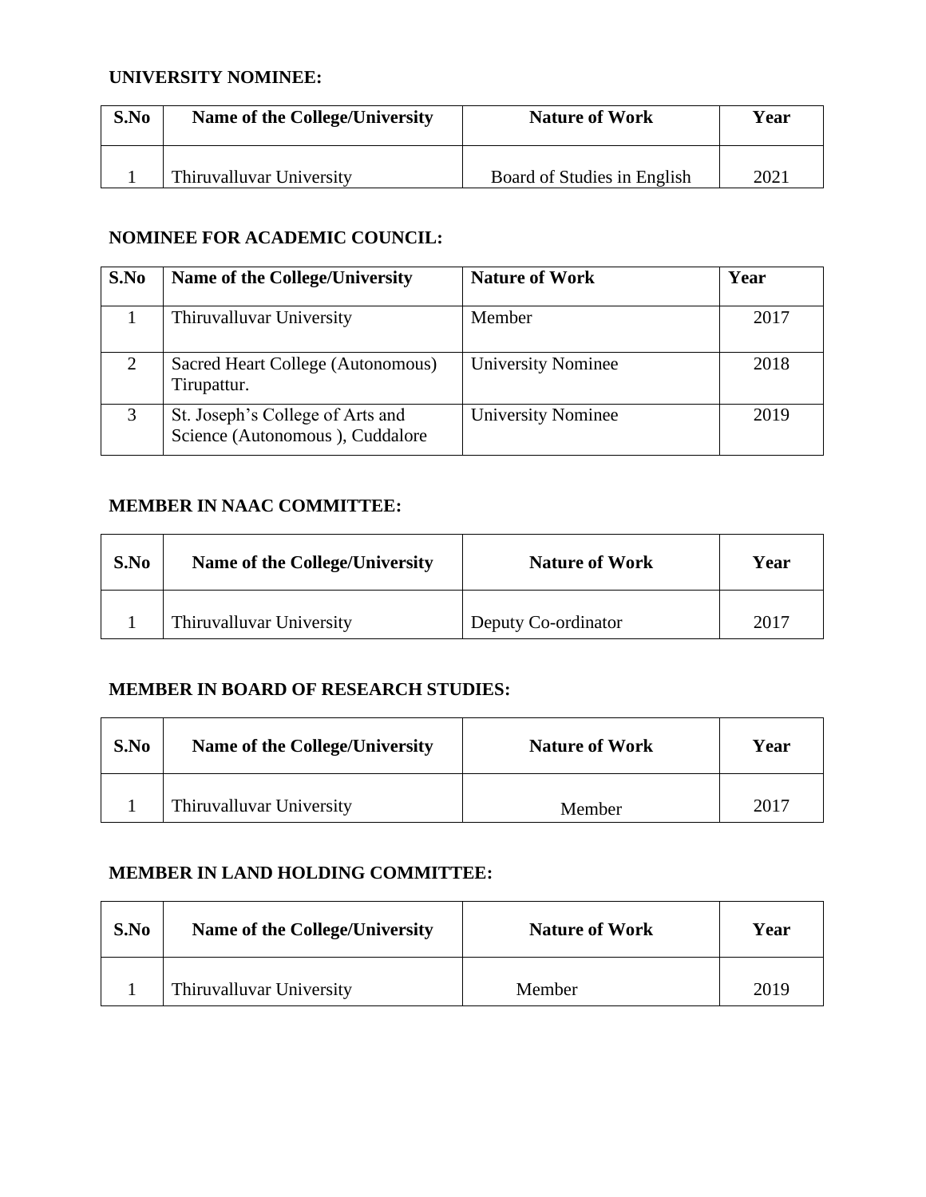**UNIVERSITY NOMINEE:**

| S.No | Name of the College/University | Nature of Work | Year |
|---|---|---|---|
| 1 | Thiruvalluvar University | Board of Studies in English | 2021 |

**NOMINEE FOR ACADEMIC COUNCIL:**

| S.No | Name of the College/University | Nature of Work | Year |
|---|---|---|---|
| 1 | Thiruvalluvar University | Member | 2017 |
| 2 | Sacred Heart College (Autonomous) Tirupattur. | University Nominee | 2018 |
| 3 | St. Joseph's College of Arts and Science (Autonomous ), Cuddalore | University Nominee | 2019 |

**MEMBER IN NAAC COMMITTEE:**

| S.No | Name of the College/University | Nature of Work | Year |
|---|---|---|---|
| 1 | Thiruvalluvar University | Deputy Co-ordinator | 2017 |

**MEMBER IN BOARD OF RESEARCH STUDIES:**

| S.No | Name of the College/University | Nature of Work | Year |
|---|---|---|---|
| 1 | Thiruvalluvar University | Member | 2017 |

**MEMBER IN LAND HOLDING COMMITTEE:**

| S.No | Name of the College/University | Nature of Work | Year |
|---|---|---|---|
| 1 | Thiruvalluvar University | Member | 2019 |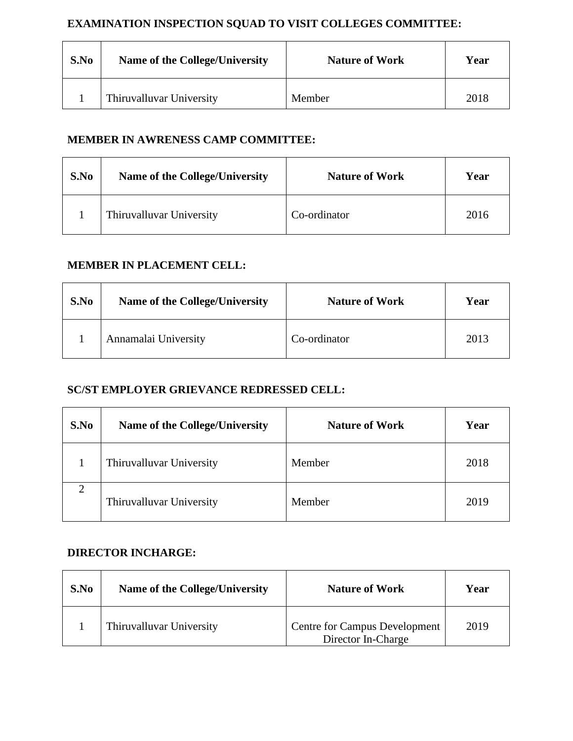**EXAMINATION INSPECTION SQUAD TO VISIT COLLEGES COMMITTEE:**

| S.No | Name of the College/University | Nature of Work | Year |
|---|---|---|---|
| 1 | Thiruvalluvar University | Member | 2018 |

**MEMBER IN AWRENESS CAMP COMMITTEE:**

| S.No | Name of the College/University | Nature of Work | Year |
|---|---|---|---|
| 1 | Thiruvalluvar University | Co-ordinator | 2016 |

**MEMBER IN PLACEMENT CELL:**

| S.No | Name of the College/University | Nature of Work | Year |
|---|---|---|---|
| 1 | Annamalai University | Co-ordinator | 2013 |

**SC/ST EMPLOYER GRIEVANCE REDRESSED CELL:**

| S.No | Name of the College/University | Nature of Work | Year |
|---|---|---|---|
| 1 | Thiruvalluvar University | Member | 2018 |
| 2 | Thiruvalluvar University | Member | 2019 |

**DIRECTOR INCHARGE:**

| S.No | Name of the College/University | Nature of Work | Year |
|---|---|---|---|
| 1 | Thiruvalluvar University | Centre for Campus Development Director In-Charge | 2019 |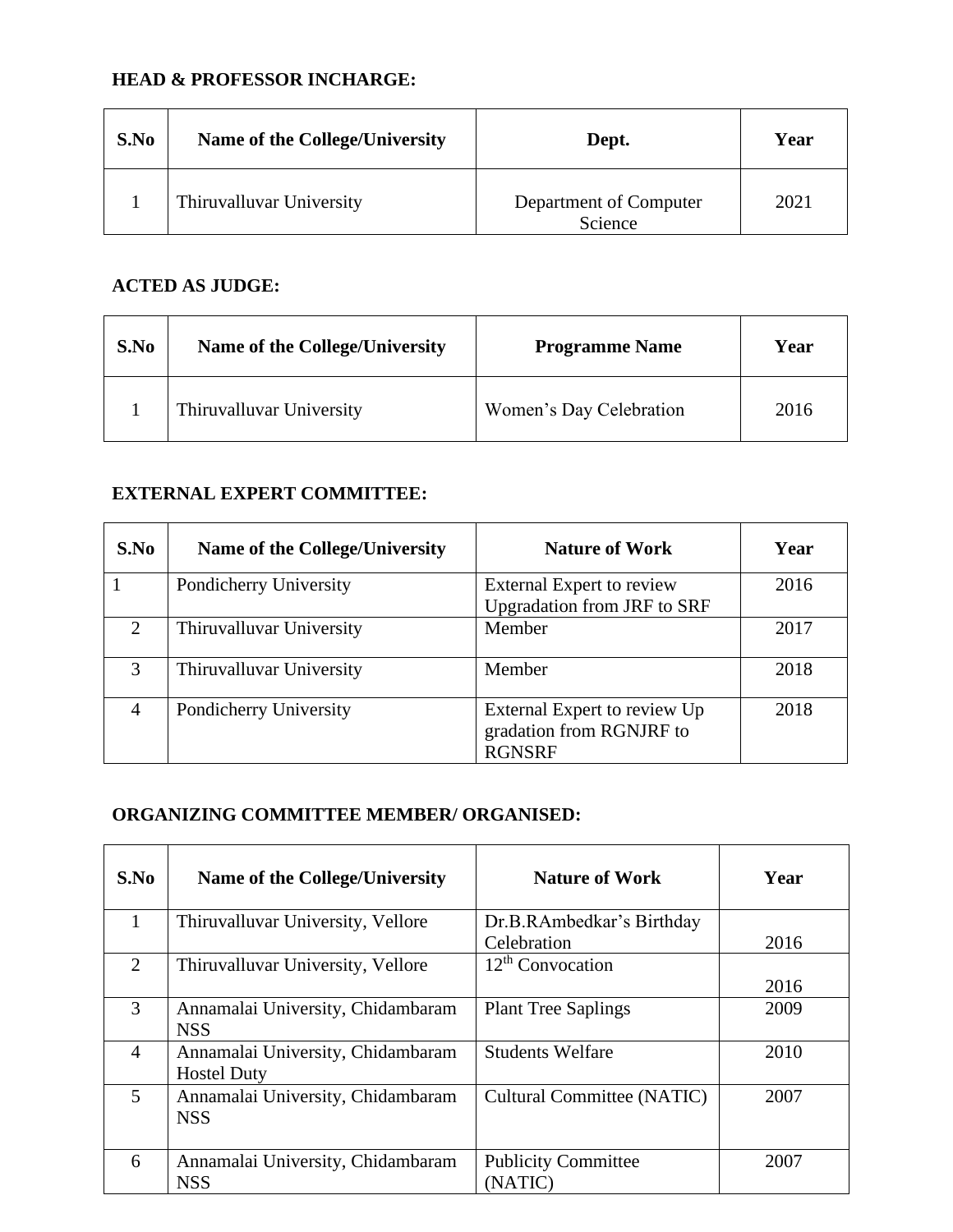**HEAD & PROFESSOR INCHARGE:**

| S.No | Name of the College/University | Dept. | Year |
|---|---|---|---|
| 1 | Thiruvalluvar University | Department of Computer Science | 2021 |

**ACTED AS JUDGE:**

| S.No | Name of the College/University | Programme Name | Year |
|---|---|---|---|
| 1 | Thiruvalluvar University | Women's Day Celebration | 2016 |

**EXTERNAL EXPERT COMMITTEE:**

| S.No | Name of the College/University | Nature of Work | Year |
|---|---|---|---|
| 1 | Pondicherry University | External Expert to review Upgradation from JRF to SRF | 2016 |
| 2 | Thiruvalluvar University | Member | 2017 |
| 3 | Thiruvalluvar University | Member | 2018 |
| 4 | Pondicherry University | External Expert to review Up gradation from RGNJRF to RGNSRF | 2018 |

**ORGANIZING COMMITTEE MEMBER/ ORGANISED:**

| S.No | Name of the College/University | Nature of Work | Year |
|---|---|---|---|
| 1 | Thiruvalluvar University, Vellore | Dr.B.RAmbedkar's Birthday Celebration | 2016 |
| 2 | Thiruvalluvar University, Vellore | 12th Convocation | 2016 |
| 3 | Annamalai University, Chidambaram NSS | Plant Tree Saplings | 2009 |
| 4 | Annamalai University, Chidambaram Hostel Duty | Students Welfare | 2010 |
| 5 | Annamalai University, Chidambaram NSS | Cultural Committee (NATIC) | 2007 |
| 6 | Annamalai University, Chidambaram NSS | Publicity Committee (NATIC) | 2007 |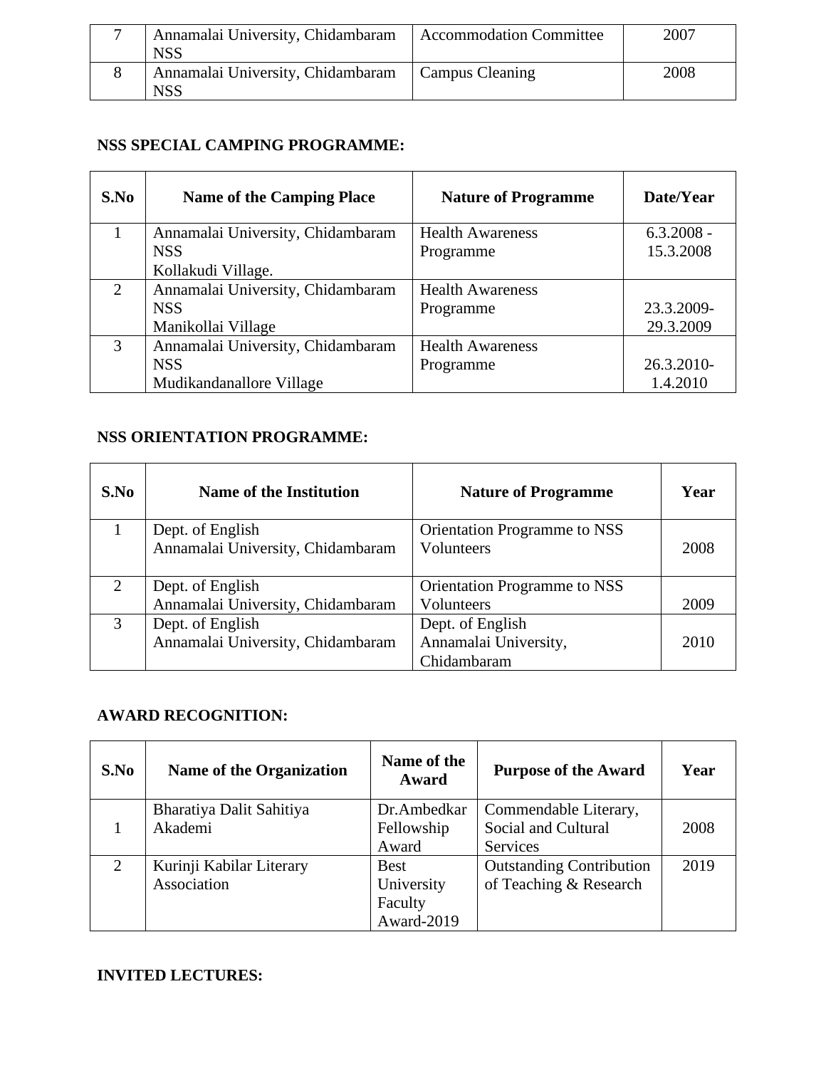| 7 | Annamalai University, Chidambaram NSS | Accommodation Committee | 2007 |
|---|---|---|---|
| 8 | Annamalai University, Chidambaram NSS | Campus Cleaning | 2008 |

**NSS SPECIAL CAMPING PROGRAMME:**

| S.No | Name of the Camping Place | Nature of Programme | Date/Year |
|---|---|---|---|
| 1 | Annamalai University, Chidambaram NSS Kollakudi Village. | Health Awareness Programme | 6.3.2008 - 15.3.2008 |
| 2 | Annamalai University, Chidambaram NSS Manikollai Village | Health Awareness Programme | 23.3.2009-29.3.2009 |
| 3 | Annamalai University, Chidambaram NSS Mudikandanallore Village | Health Awareness Programme | 26.3.2010-1.4.2010 |

**NSS ORIENTATION PROGRAMME:**

| S.No | Name of the Institution | Nature of Programme | Year |
|---|---|---|---|
| 1 | Dept. of English Annamalai University, Chidambaram | Orientation Programme to NSS Volunteers | 2008 |
| 2 | Dept. of English Annamalai University, Chidambaram | Orientation Programme to NSS Volunteers | 2009 |
| 3 | Dept. of English Annamalai University, Chidambaram | Dept. of English Annamalai University, Chidambaram | 2010 |

**AWARD RECOGNITION:**

| S.No | Name of the Organization | Name of the Award | Purpose of the Award | Year |
|---|---|---|---|---|
| 1 | Bharatiya Dalit Sahitiya Akademi | Dr.Ambedkar Fellowship Award | Commendable Literary, Social and Cultural Services | 2008 |
| 2 | Kurinji Kabilar Literary Association | Best University Faculty Award-2019 | Outstanding Contribution of Teaching & Research | 2019 |

**INVITED LECTURES:**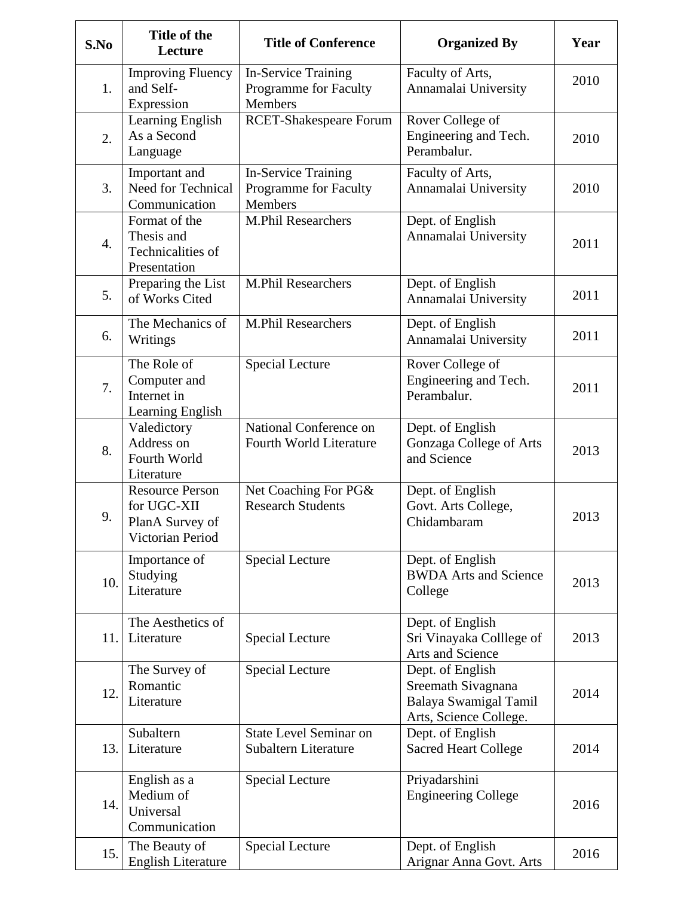| S.No | Title of the Lecture | Title of Conference | Organized By | Year |
|---|---|---|---|---|
| 1. | Improving Fluency and Self-Expression | In-Service Training Programme for Faculty Members | Faculty of Arts, Annamalai University | 2010 |
| 2. | Learning English As a Second Language | RCET-Shakespeare Forum | Rover College of Engineering and Tech. Perambalur. | 2010 |
| 3. | Important and Need for Technical Communication | In-Service Training Programme for Faculty Members | Faculty of Arts, Annamalai University | 2010 |
| 4. | Format of the Thesis and Technicalities of Presentation | M.Phil Researchers | Dept. of English Annamalai University | 2011 |
| 5. | Preparing the List of Works Cited | M.Phil Researchers | Dept. of English Annamalai University | 2011 |
| 6. | The Mechanics of Writings | M.Phil Researchers | Dept. of English Annamalai University | 2011 |
| 7. | The Role of Computer and Internet in Learning English | Special Lecture | Rover College of Engineering and Tech. Perambalur. | 2011 |
| 8. | Valedictory Address on Fourth World Literature | National Conference on Fourth World Literature | Dept. of English Gonzaga College of Arts and Science | 2013 |
| 9. | Resource Person for UGC-XII PlanA Survey of Victorian Period | Net Coaching For PG& Research Students | Dept. of English Govt. Arts College, Chidambaram | 2013 |
| 10. | Importance of Studying Literature | Special Lecture | Dept. of English BWDA Arts and Science College | 2013 |
| 11. | The Aesthetics of Literature | Special Lecture | Dept. of English Sri Vinayaka Colllege of Arts and Science | 2013 |
| 12. | The Survey of Romantic Literature | Special Lecture | Dept. of English Sreemath Sivagnana Balaya Swamigal Tamil Arts, Science College. | 2014 |
| 13. | Subaltern Literature | State Level Seminar on Subaltern Literature | Dept. of English Sacred Heart College | 2014 |
| 14. | English as a Medium of Universal Communication | Special Lecture | Priyadarshini Engineering College | 2016 |
| 15. | The Beauty of English Literature | Special Lecture | Dept. of English Arignar Anna Govt. Arts | 2016 |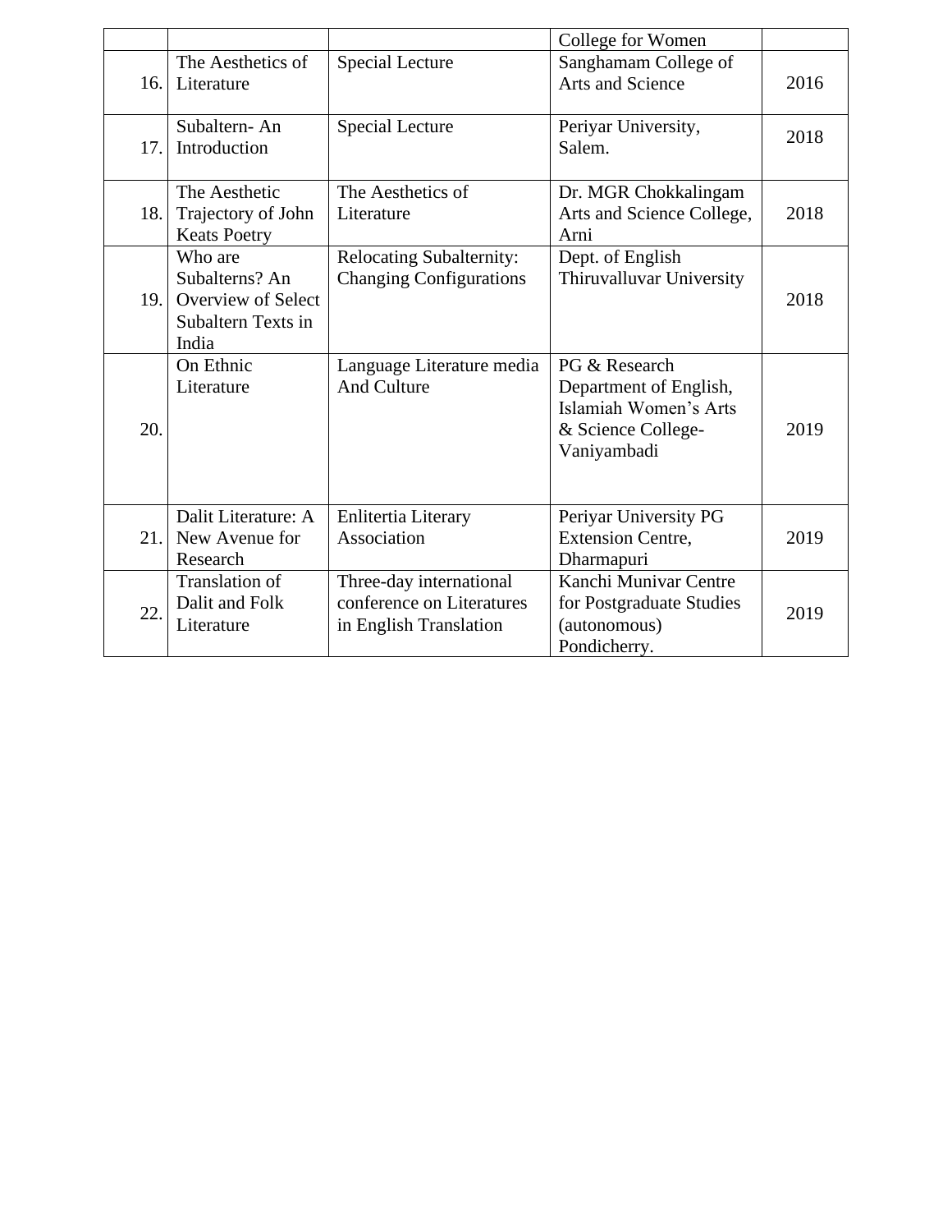| | | | | |
|---|---|---|---|---|
| | | | College for Women | |
| 16. | The Aesthetics of Literature | Special Lecture | Sanghamam College of Arts and Science | 2016 |
| 17. | Subaltern- An Introduction | Special Lecture | Periyar University, Salem. | 2018 |
| 18. | The Aesthetic Trajectory of John Keats Poetry | The Aesthetics of Literature | Dr. MGR Chokkalingam Arts and Science College, Arni | 2018 |
| 19. | Who are Subalterns? An Overview of Select Subaltern Texts in India | Relocating Subalternity: Changing Configurations | Dept. of English Thiruvalluvar University | 2018 |
| 20. | On Ethnic Literature | Language Literature media And Culture | PG & Research Department of English, Islamiah Women's Arts & Science College- Vaniyambadi | 2019 |
| 21. | Dalit Literature: A New Avenue for Research | Enlitertia Literary Association | Periyar University PG Extension Centre, Dharmapuri | 2019 |
| 22. | Translation of Dalit and Folk Literature | Three-day international conference on Literatures in English Translation | Kanchi Munivar Centre for Postgraduate Studies (autonomous) Pondicherry. | 2019 |